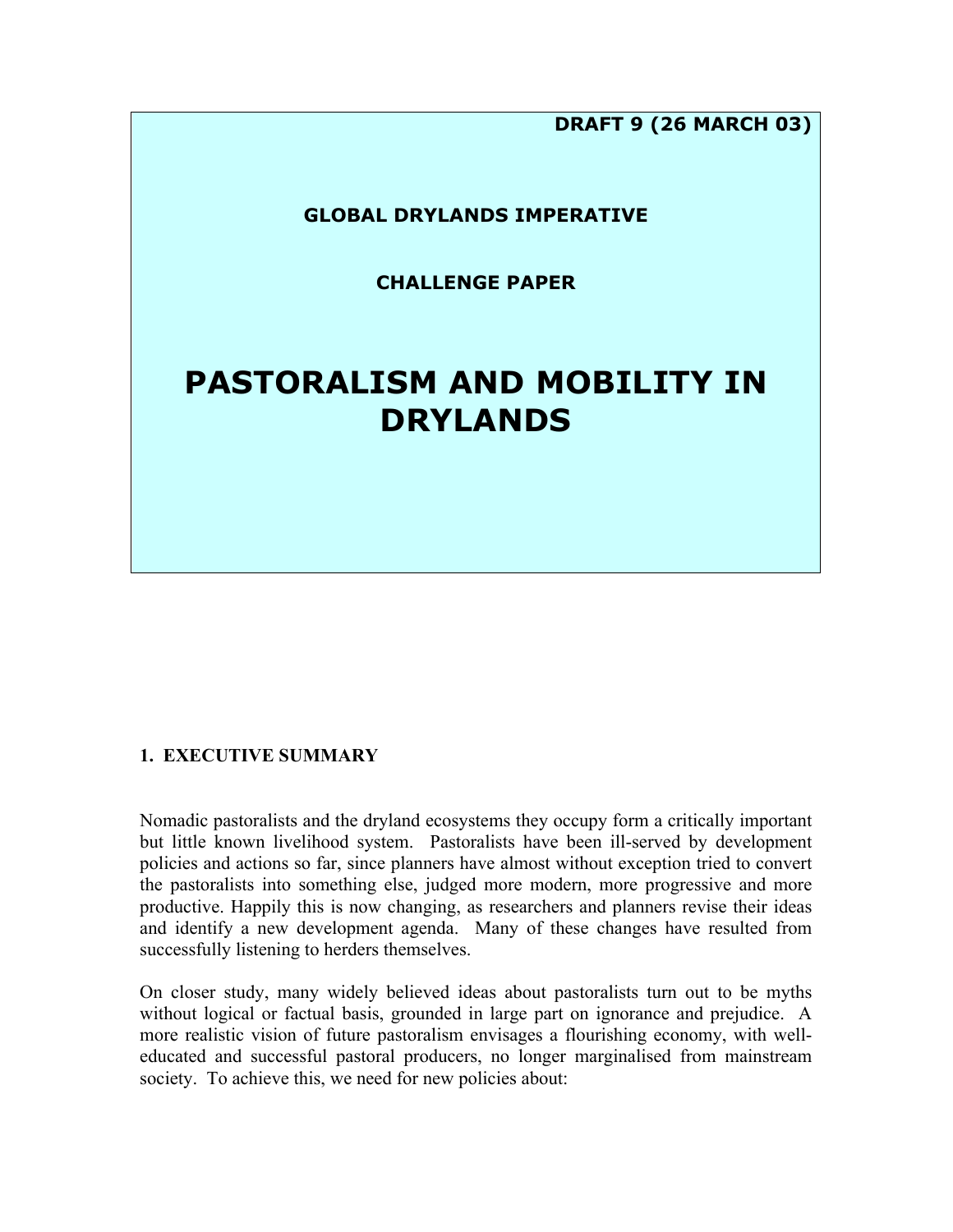**DRAFT 9 (26 MARCH 03)**

**GLOBAL DRYLANDS IMPERATIVE**

**CHALLENGE PAPER**

# PASTORALISM AND MOBILITY IN DRYLANDS

## 1. EXECUTIVE SUMMARY

Nomadic pastoralists and the dryland ecosystems they occupy form a critically important but little known livelihood system. Pastoralists have been ill-served by development policies and actions so far, since planners have almost without exception tried to convert the pastoralists into something else, judged more modern, more progressive and more productive. Happily this is now changing, as researchers and planners revise their ideas and identify a new development agenda. Many of these changes have resulted from successfully listening to herders themselves.

On closer study, many widely believed ideas about pastoralists turn out to be myths without logical or factual basis, grounded in large part on ignorance and prejudice. A more realistic vision of future pastoralism envisages a flourishing economy, with well-educated and successful pastoral producers, no longer marginalised from mainstream society. To achieve this, we need for new policies about: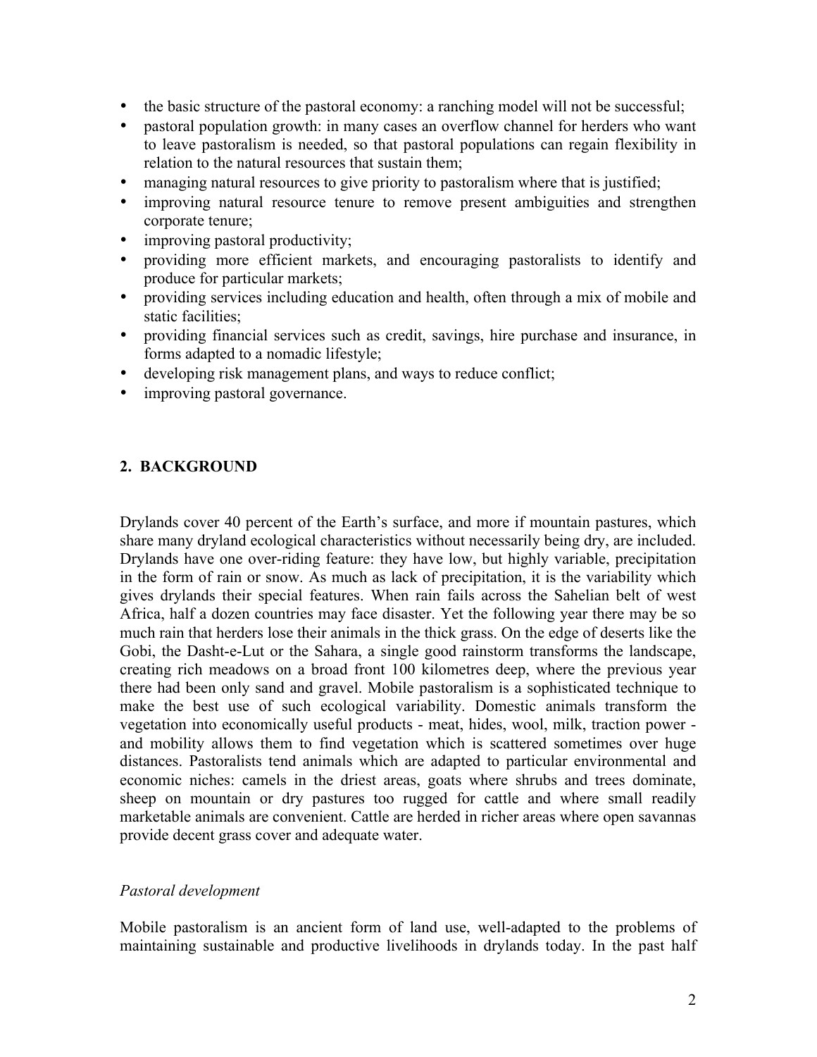- the basic structure of the pastoral economy: a ranching model will not be successful;
- pastoral population growth: in many cases an overflow channel for herders who want to leave pastoralism is needed, so that pastoral populations can regain flexibility in relation to the natural resources that sustain them;
- managing natural resources to give priority to pastoralism where that is justified;
- improving natural resource tenure to remove present ambiguities and strengthen corporate tenure;
- improving pastoral productivity;
- providing more efficient markets, and encouraging pastoralists to identify and produce for particular markets;
- providing services including education and health, often through a mix of mobile and static facilities;
- providing financial services such as credit, savings, hire purchase and insurance, in forms adapted to a nomadic lifestyle;
- developing risk management plans, and ways to reduce conflict;
- improving pastoral governance.

## 2. BACKGROUND

Drylands cover 40 percent of the Earth's surface, and more if mountain pastures, which share many dryland ecological characteristics without necessarily being dry, are included. Drylands have one over-riding feature: they have low, but highly variable, precipitation in the form of rain or snow. As much as lack of precipitation, it is the variability which gives drylands their special features. When rain fails across the Sahelian belt of west Africa, half a dozen countries may face disaster. Yet the following year there may be so much rain that herders lose their animals in the thick grass. On the edge of deserts like the Gobi, the Dasht-e-Lut or the Sahara, a single good rainstorm transforms the landscape, creating rich meadows on a broad front 100 kilometres deep, where the previous year there had been only sand and gravel. Mobile pastoralism is a sophisticated technique to make the best use of such ecological variability. Domestic animals transform the vegetation into economically useful products - meat, hides, wool, milk, traction power - and mobility allows them to find vegetation which is scattered sometimes over huge distances. Pastoralists tend animals which are adapted to particular environmental and economic niches: camels in the driest areas, goats where shrubs and trees dominate, sheep on mountain or dry pastures too rugged for cattle and where small readily marketable animals are convenient. Cattle are herded in richer areas where open savannas provide decent grass cover and adequate water.

### *Pastoral development*

Mobile pastoralism is an ancient form of land use, well-adapted to the problems of maintaining sustainable and productive livelihoods in drylands today. In the past half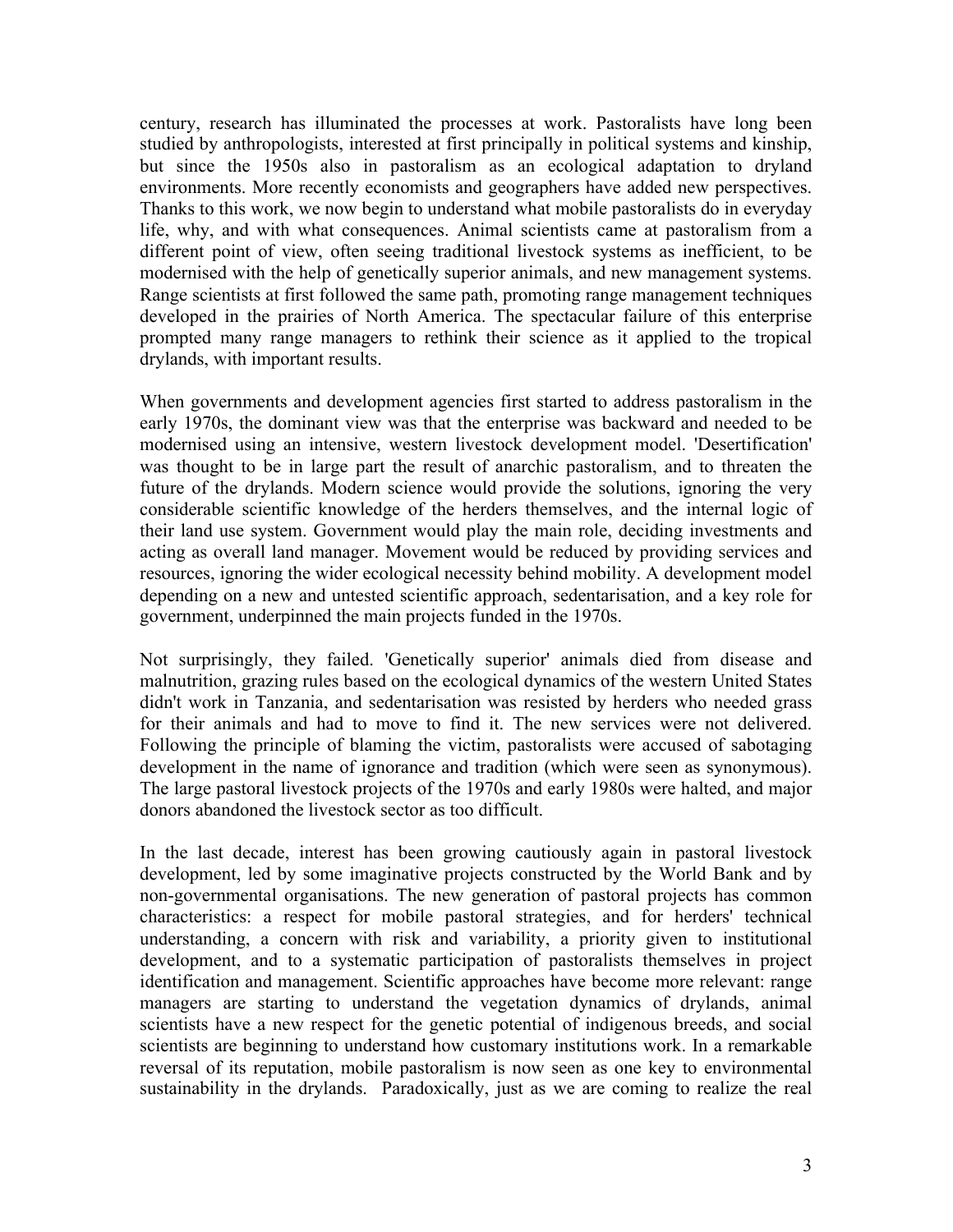century, research has illuminated the processes at work. Pastoralists have long been studied by anthropologists, interested at first principally in political systems and kinship, but since the 1950s also in pastoralism as an ecological adaptation to dryland environments. More recently economists and geographers have added new perspectives. Thanks to this work, we now begin to understand what mobile pastoralists do in everyday life, why, and with what consequences. Animal scientists came at pastoralism from a different point of view, often seeing traditional livestock systems as inefficient, to be modernised with the help of genetically superior animals, and new management systems. Range scientists at first followed the same path, promoting range management techniques developed in the prairies of North America. The spectacular failure of this enterprise prompted many range managers to rethink their science as it applied to the tropical drylands, with important results.

When governments and development agencies first started to address pastoralism in the early 1970s, the dominant view was that the enterprise was backward and needed to be modernised using an intensive, western livestock development model. 'Desertification' was thought to be in large part the result of anarchic pastoralism, and to threaten the future of the drylands. Modern science would provide the solutions, ignoring the very considerable scientific knowledge of the herders themselves, and the internal logic of their land use system. Government would play the main role, deciding investments and acting as overall land manager. Movement would be reduced by providing services and resources, ignoring the wider ecological necessity behind mobility. A development model depending on a new and untested scientific approach, sedentarisation, and a key role for government, underpinned the main projects funded in the 1970s.

Not surprisingly, they failed. 'Genetically superior' animals died from disease and malnutrition, grazing rules based on the ecological dynamics of the western United States didn't work in Tanzania, and sedentarisation was resisted by herders who needed grass for their animals and had to move to find it. The new services were not delivered. Following the principle of blaming the victim, pastoralists were accused of sabotaging development in the name of ignorance and tradition (which were seen as synonymous). The large pastoral livestock projects of the 1970s and early 1980s were halted, and major donors abandoned the livestock sector as too difficult.

In the last decade, interest has been growing cautiously again in pastoral livestock development, led by some imaginative projects constructed by the World Bank and by non-governmental organisations. The new generation of pastoral projects has common characteristics: a respect for mobile pastoral strategies, and for herders' technical understanding, a concern with risk and variability, a priority given to institutional development, and to a systematic participation of pastoralists themselves in project identification and management. Scientific approaches have become more relevant: range managers are starting to understand the vegetation dynamics of drylands, animal scientists have a new respect for the genetic potential of indigenous breeds, and social scientists are beginning to understand how customary institutions work. In a remarkable reversal of its reputation, mobile pastoralism is now seen as one key to environmental sustainability in the drylands. Paradoxically, just as we are coming to realize the real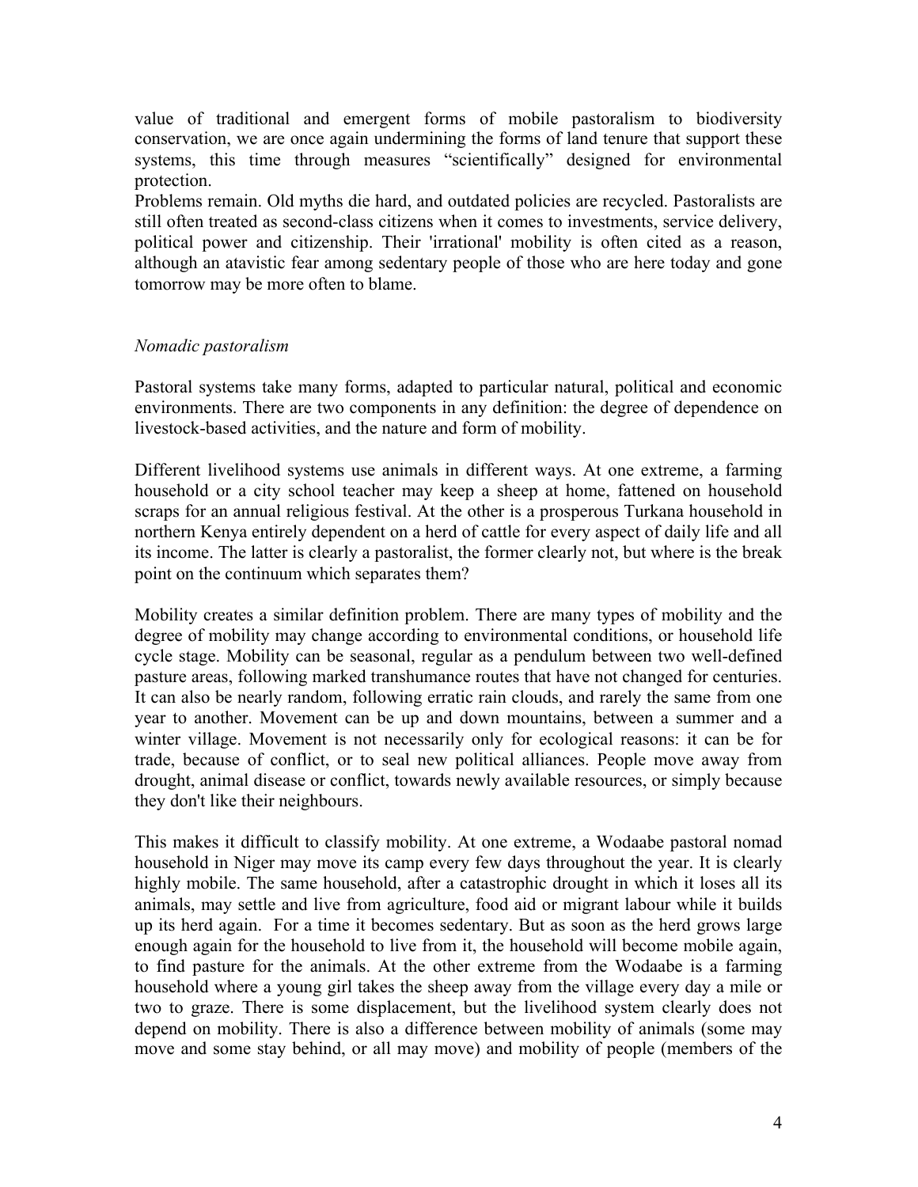value of traditional and emergent forms of mobile pastoralism to biodiversity conservation, we are once again undermining the forms of land tenure that support these systems, this time through measures "scientifically" designed for environmental protection.

Problems remain. Old myths die hard, and outdated policies are recycled. Pastoralists are still often treated as second-class citizens when it comes to investments, service delivery, political power and citizenship. Their 'irrational' mobility is often cited as a reason, although an atavistic fear among sedentary people of those who are here today and gone tomorrow may be more often to blame.

### *Nomadic pastoralism*

Pastoral systems take many forms, adapted to particular natural, political and economic environments. There are two components in any definition: the degree of dependence on livestock-based activities, and the nature and form of mobility.

Different livelihood systems use animals in different ways. At one extreme, a farming household or a city school teacher may keep a sheep at home, fattened on household scraps for an annual religious festival. At the other is a prosperous Turkana household in northern Kenya entirely dependent on a herd of cattle for every aspect of daily life and all its income. The latter is clearly a pastoralist, the former clearly not, but where is the break point on the continuum which separates them?

Mobility creates a similar definition problem. There are many types of mobility and the degree of mobility may change according to environmental conditions, or household life cycle stage. Mobility can be seasonal, regular as a pendulum between two well-defined pasture areas, following marked transhumance routes that have not changed for centuries. It can also be nearly random, following erratic rain clouds, and rarely the same from one year to another. Movement can be up and down mountains, between a summer and a winter village. Movement is not necessarily only for ecological reasons: it can be for trade, because of conflict, or to seal new political alliances. People move away from drought, animal disease or conflict, towards newly available resources, or simply because they don't like their neighbours.

This makes it difficult to classify mobility. At one extreme, a Wodaabe pastoral nomad household in Niger may move its camp every few days throughout the year. It is clearly highly mobile. The same household, after a catastrophic drought in which it loses all its animals, may settle and live from agriculture, food aid or migrant labour while it builds up its herd again. For a time it becomes sedentary. But as soon as the herd grows large enough again for the household to live from it, the household will become mobile again, to find pasture for the animals. At the other extreme from the Wodaabe is a farming household where a young girl takes the sheep away from the village every day a mile or two to graze. There is some displacement, but the livelihood system clearly does not depend on mobility. There is also a difference between mobility of animals (some may move and some stay behind, or all may move) and mobility of people (members of the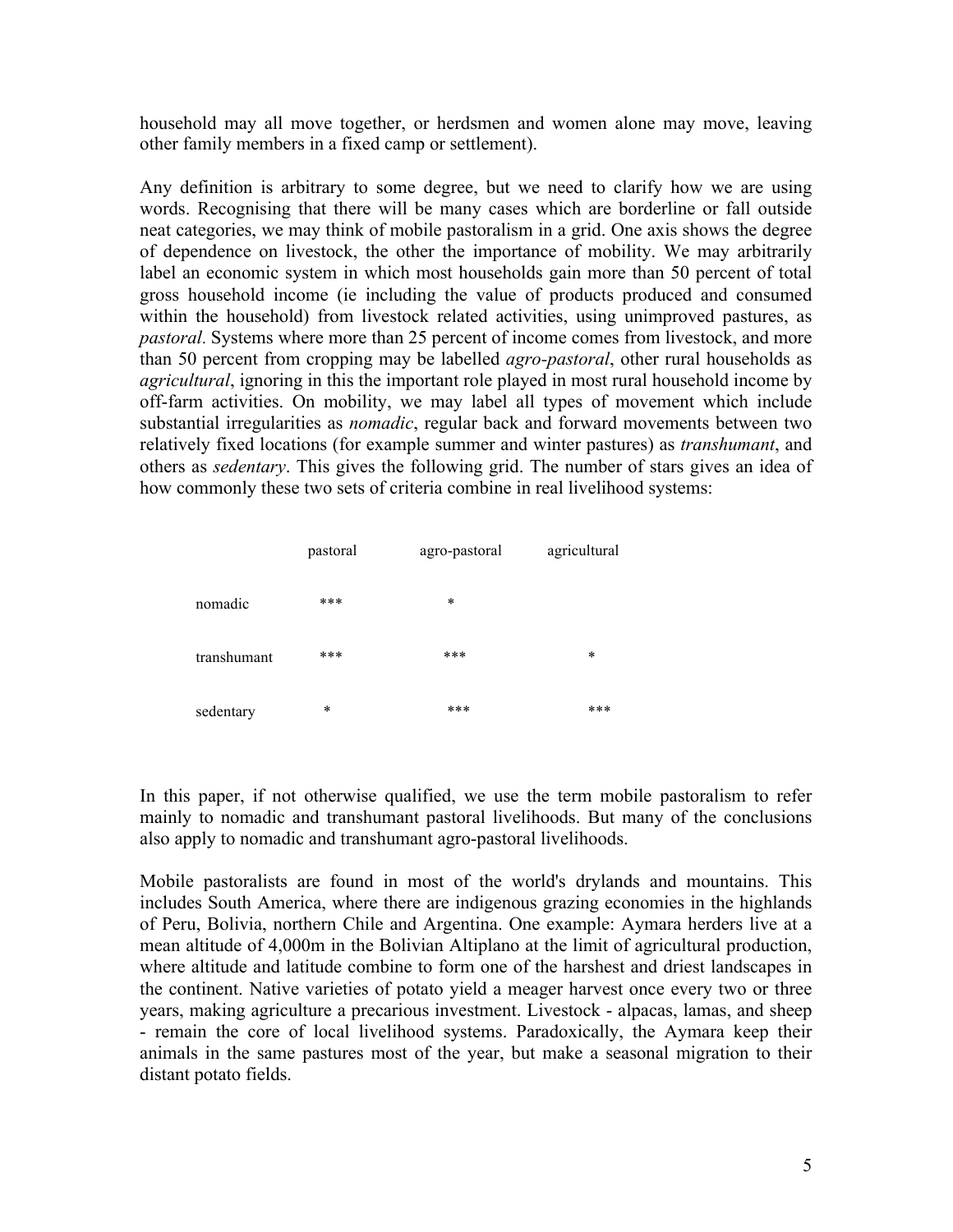household may all move together, or herdsmen and women alone may move, leaving other family members in a fixed camp or settlement).

Any definition is arbitrary to some degree, but we need to clarify how we are using words. Recognising that there will be many cases which are borderline or fall outside neat categories, we may think of mobile pastoralism in a grid. One axis shows the degree of dependence on livestock, the other the importance of mobility. We may arbitrarily label an economic system in which most households gain more than 50 percent of total gross household income (ie including the value of products produced and consumed within the household) from livestock related activities, using unimproved pastures, as *pastoral.* Systems where more than 25 percent of income comes from livestock, and more than 50 percent from cropping may be labelled *agro-pastoral*, other rural households as *agricultural*, ignoring in this the important role played in most rural household income by off-farm activities. On mobility, we may label all types of movement which include substantial irregularities as *nomadic*, regular back and forward movements between two relatively fixed locations (for example summer and winter pastures) as *transhumant*, and others as *sedentary*. This gives the following grid. The number of stars gives an idea of how commonly these two sets of criteria combine in real livelihood systems:

| | pastoral | agro-pastoral | agricultural |
|---|---|---|---|
| nomadic | *** | * | |
| transhumant | *** | *** | * |
| sedentary | * | *** | *** |

In this paper, if not otherwise qualified, we use the term mobile pastoralism to refer mainly to nomadic and transhumant pastoral livelihoods. But many of the conclusions also apply to nomadic and transhumant agro-pastoral livelihoods.

Mobile pastoralists are found in most of the world's drylands and mountains. This includes South America, where there are indigenous grazing economies in the highlands of Peru, Bolivia, northern Chile and Argentina. One example: Aymara herders live at a mean altitude of 4,000m in the Bolivian Altiplano at the limit of agricultural production, where altitude and latitude combine to form one of the harshest and driest landscapes in the continent. Native varieties of potato yield a meager harvest once every two or three years, making agriculture a precarious investment. Livestock - alpacas, lamas, and sheep - remain the core of local livelihood systems. Paradoxically, the Aymara keep their animals in the same pastures most of the year, but make a seasonal migration to their distant potato fields.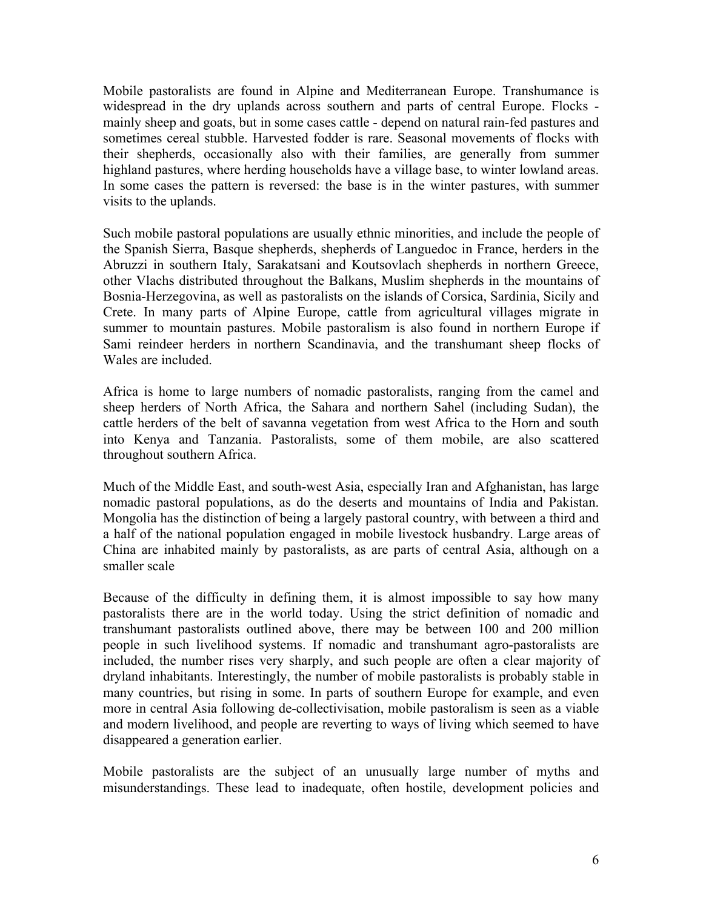Mobile pastoralists are found in Alpine and Mediterranean Europe. Transhumance is widespread in the dry uplands across southern and parts of central Europe. Flocks - mainly sheep and goats, but in some cases cattle - depend on natural rain-fed pastures and sometimes cereal stubble. Harvested fodder is rare. Seasonal movements of flocks with their shepherds, occasionally also with their families, are generally from summer highland pastures, where herding households have a village base, to winter lowland areas. In some cases the pattern is reversed: the base is in the winter pastures, with summer visits to the uplands.

Such mobile pastoral populations are usually ethnic minorities, and include the people of the Spanish Sierra, Basque shepherds, shepherds of Languedoc in France, herders in the Abruzzi in southern Italy, Sarakatsani and Koutsovlach shepherds in northern Greece, other Vlachs distributed throughout the Balkans, Muslim shepherds in the mountains of Bosnia-Herzegovina, as well as pastoralists on the islands of Corsica, Sardinia, Sicily and Crete. In many parts of Alpine Europe, cattle from agricultural villages migrate in summer to mountain pastures. Mobile pastoralism is also found in northern Europe if Sami reindeer herders in northern Scandinavia, and the transhumant sheep flocks of Wales are included.

Africa is home to large numbers of nomadic pastoralists, ranging from the camel and sheep herders of North Africa, the Sahara and northern Sahel (including Sudan), the cattle herders of the belt of savanna vegetation from west Africa to the Horn and south into Kenya and Tanzania. Pastoralists, some of them mobile, are also scattered throughout southern Africa.

Much of the Middle East, and south-west Asia, especially Iran and Afghanistan, has large nomadic pastoral populations, as do the deserts and mountains of India and Pakistan. Mongolia has the distinction of being a largely pastoral country, with between a third and a half of the national population engaged in mobile livestock husbandry. Large areas of China are inhabited mainly by pastoralists, as are parts of central Asia, although on a smaller scale

Because of the difficulty in defining them, it is almost impossible to say how many pastoralists there are in the world today. Using the strict definition of nomadic and transhumant pastoralists outlined above, there may be between 100 and 200 million people in such livelihood systems. If nomadic and transhumant agro-pastoralists are included, the number rises very sharply, and such people are often a clear majority of dryland inhabitants. Interestingly, the number of mobile pastoralists is probably stable in many countries, but rising in some. In parts of southern Europe for example, and even more in central Asia following de-collectivisation, mobile pastoralism is seen as a viable and modern livelihood, and people are reverting to ways of living which seemed to have disappeared a generation earlier.

Mobile pastoralists are the subject of an unusually large number of myths and misunderstandings. These lead to inadequate, often hostile, development policies and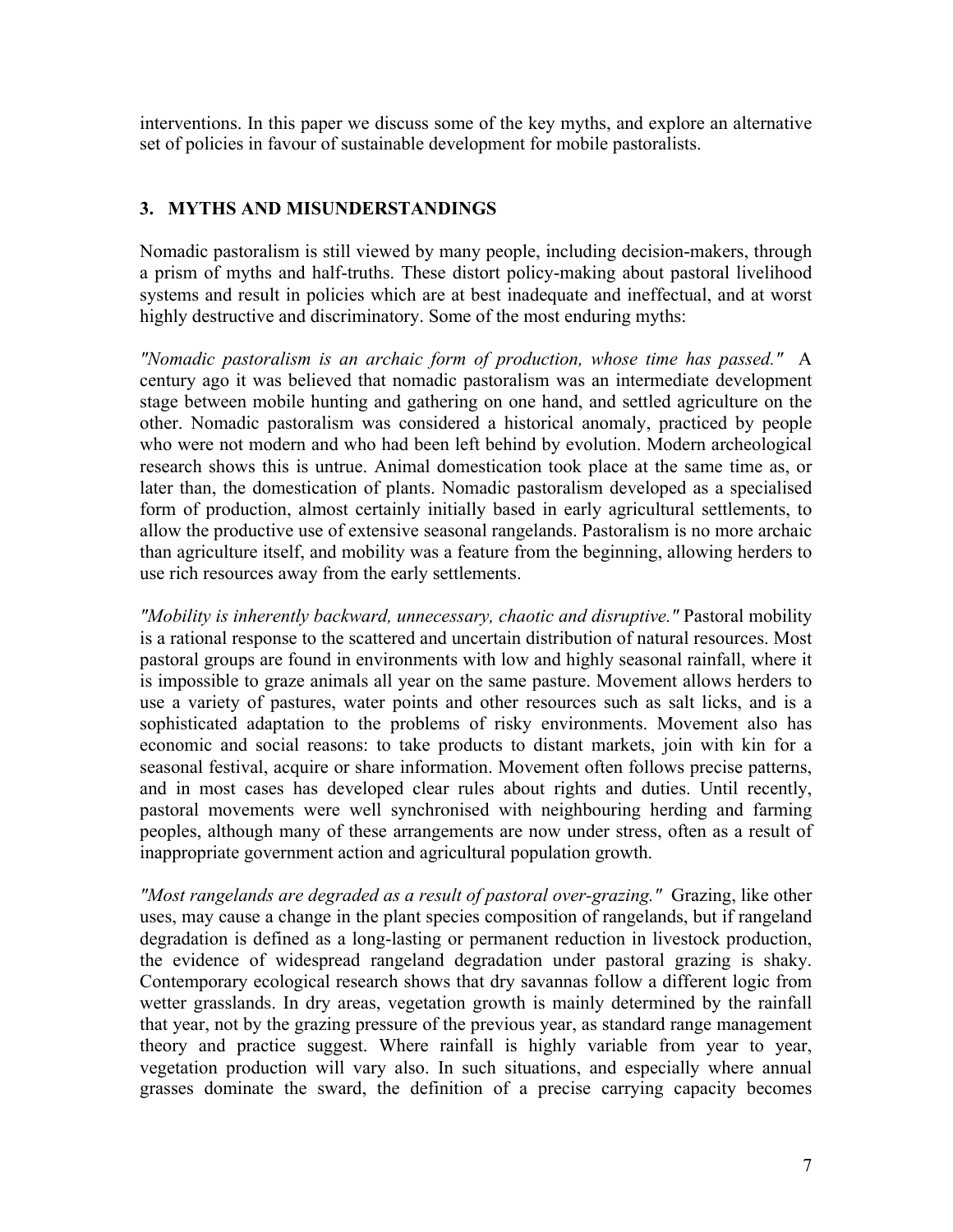interventions. In this paper we discuss some of the key myths, and explore an alternative set of policies in favour of sustainable development for mobile pastoralists.

## 3. MYTHS AND MISUNDERSTANDINGS

Nomadic pastoralism is still viewed by many people, including decision-makers, through a prism of myths and half-truths. These distort policy-making about pastoral livelihood systems and result in policies which are at best inadequate and ineffectual, and at worst highly destructive and discriminatory. Some of the most enduring myths:

*"Nomadic pastoralism is an archaic form of production, whose time has passed."* A century ago it was believed that nomadic pastoralism was an intermediate development stage between mobile hunting and gathering on one hand, and settled agriculture on the other. Nomadic pastoralism was considered a historical anomaly, practiced by people who were not modern and who had been left behind by evolution. Modern archeological research shows this is untrue. Animal domestication took place at the same time as, or later than, the domestication of plants. Nomadic pastoralism developed as a specialised form of production, almost certainly initially based in early agricultural settlements, to allow the productive use of extensive seasonal rangelands. Pastoralism is no more archaic than agriculture itself, and mobility was a feature from the beginning, allowing herders to use rich resources away from the early settlements.

*"Mobility is inherently backward, unnecessary, chaotic and disruptive."* Pastoral mobility is a rational response to the scattered and uncertain distribution of natural resources. Most pastoral groups are found in environments with low and highly seasonal rainfall, where it is impossible to graze animals all year on the same pasture. Movement allows herders to use a variety of pastures, water points and other resources such as salt licks, and is a sophisticated adaptation to the problems of risky environments. Movement also has economic and social reasons: to take products to distant markets, join with kin for a seasonal festival, acquire or share information. Movement often follows precise patterns, and in most cases has developed clear rules about rights and duties. Until recently, pastoral movements were well synchronised with neighbouring herding and farming peoples, although many of these arrangements are now under stress, often as a result of inappropriate government action and agricultural population growth.

*"Most rangelands are degraded as a result of pastoral over-grazing."* Grazing, like other uses, may cause a change in the plant species composition of rangelands, but if rangeland degradation is defined as a long-lasting or permanent reduction in livestock production, the evidence of widespread rangeland degradation under pastoral grazing is shaky. Contemporary ecological research shows that dry savannas follow a different logic from wetter grasslands. In dry areas, vegetation growth is mainly determined by the rainfall that year, not by the grazing pressure of the previous year, as standard range management theory and practice suggest. Where rainfall is highly variable from year to year, vegetation production will vary also. In such situations, and especially where annual grasses dominate the sward, the definition of a precise carrying capacity becomes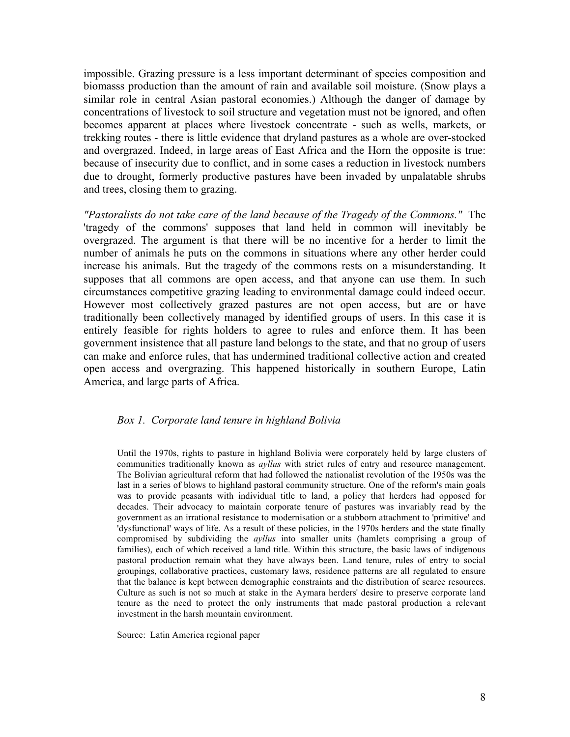impossible. Grazing pressure is a less important determinant of species composition and biomasss production than the amount of rain and available soil moisture. (Snow plays a similar role in central Asian pastoral economies.) Although the danger of damage by concentrations of livestock to soil structure and vegetation must not be ignored, and often becomes apparent at places where livestock concentrate - such as wells, markets, or trekking routes - there is little evidence that dryland pastures as a whole are over-stocked and overgrazed. Indeed, in large areas of East Africa and the Horn the opposite is true: because of insecurity due to conflict, and in some cases a reduction in livestock numbers due to drought, formerly productive pastures have been invaded by unpalatable shrubs and trees, closing them to grazing.

*"Pastoralists do not take care of the land because of the Tragedy of the Commons."* The 'tragedy of the commons' supposes that land held in common will inevitably be overgrazed. The argument is that there will be no incentive for a herder to limit the number of animals he puts on the commons in situations where any other herder could increase his animals. But the tragedy of the commons rests on a misunderstanding. It supposes that all commons are open access, and that anyone can use them. In such circumstances competitive grazing leading to environmental damage could indeed occur. However most collectively grazed pastures are not open access, but are or have traditionally been collectively managed by identified groups of users. In this case it is entirely feasible for rights holders to agree to rules and enforce them. It has been government insistence that all pasture land belongs to the state, and that no group of users can make and enforce rules, that has undermined traditional collective action and created open access and overgrazing. This happened historically in southern Europe, Latin America, and large parts of Africa.

*Box 1. Corporate land tenure in highland Bolivia*

Until the 1970s, rights to pasture in highland Bolivia were corporately held by large clusters of communities traditionally known as *ayllus* with strict rules of entry and resource management. The Bolivian agricultural reform that had followed the nationalist revolution of the 1950s was the last in a series of blows to highland pastoral community structure. One of the reform's main goals was to provide peasants with individual title to land, a policy that herders had opposed for decades. Their advocacy to maintain corporate tenure of pastures was invariably read by the government as an irrational resistance to modernisation or a stubborn attachment to 'primitive' and 'dysfunctional' ways of life. As a result of these policies, in the 1970s herders and the state finally compromised by subdividing the *ayllus* into smaller units (hamlets comprising a group of families), each of which received a land title. Within this structure, the basic laws of indigenous pastoral production remain what they have always been. Land tenure, rules of entry to social groupings, collaborative practices, customary laws, residence patterns are all regulated to ensure that the balance is kept between demographic constraints and the distribution of scarce resources. Culture as such is not so much at stake in the Aymara herders' desire to preserve corporate land tenure as the need to protect the only instruments that made pastoral production a relevant investment in the harsh mountain environment.

Source: Latin America regional paper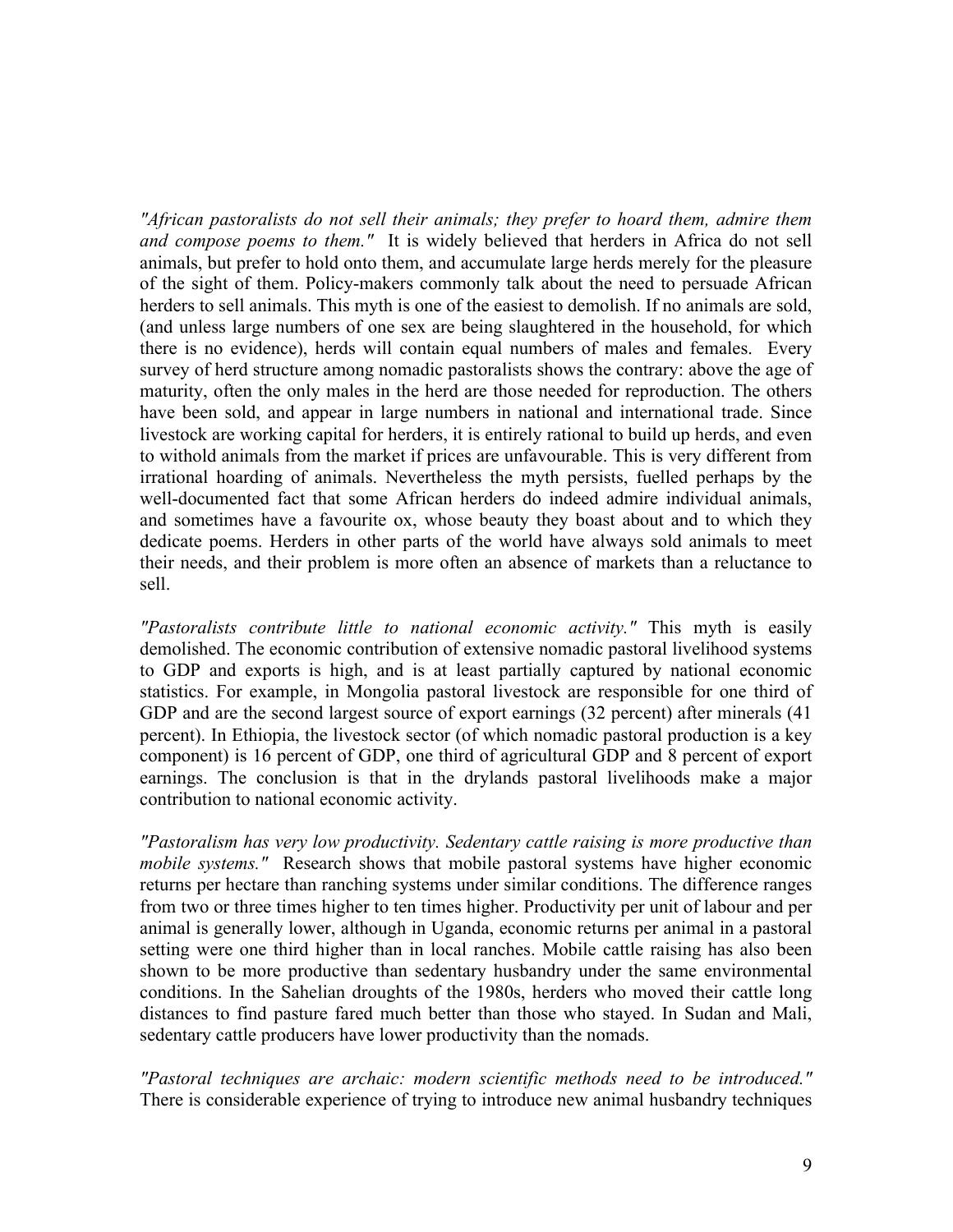*"African pastoralists do not sell their animals; they prefer to hoard them, admire them and compose poems to them."* It is widely believed that herders in Africa do not sell animals, but prefer to hold onto them, and accumulate large herds merely for the pleasure of the sight of them. Policy-makers commonly talk about the need to persuade African herders to sell animals. This myth is one of the easiest to demolish. If no animals are sold, (and unless large numbers of one sex are being slaughtered in the household, for which there is no evidence), herds will contain equal numbers of males and females. Every survey of herd structure among nomadic pastoralists shows the contrary: above the age of maturity, often the only males in the herd are those needed for reproduction. The others have been sold, and appear in large numbers in national and international trade. Since livestock are working capital for herders, it is entirely rational to build up herds, and even to withold animals from the market if prices are unfavourable. This is very different from irrational hoarding of animals. Nevertheless the myth persists, fuelled perhaps by the well-documented fact that some African herders do indeed admire individual animals, and sometimes have a favourite ox, whose beauty they boast about and to which they dedicate poems. Herders in other parts of the world have always sold animals to meet their needs, and their problem is more often an absence of markets than a reluctance to sell.

*"Pastoralists contribute little to national economic activity."* This myth is easily demolished. The economic contribution of extensive nomadic pastoral livelihood systems to GDP and exports is high, and is at least partially captured by national economic statistics. For example, in Mongolia pastoral livestock are responsible for one third of GDP and are the second largest source of export earnings (32 percent) after minerals (41 percent). In Ethiopia, the livestock sector (of which nomadic pastoral production is a key component) is 16 percent of GDP, one third of agricultural GDP and 8 percent of export earnings. The conclusion is that in the drylands pastoral livelihoods make a major contribution to national economic activity.

*"Pastoralism has very low productivity. Sedentary cattle raising is more productive than mobile systems."* Research shows that mobile pastoral systems have higher economic returns per hectare than ranching systems under similar conditions. The difference ranges from two or three times higher to ten times higher. Productivity per unit of labour and per animal is generally lower, although in Uganda, economic returns per animal in a pastoral setting were one third higher than in local ranches. Mobile cattle raising has also been shown to be more productive than sedentary husbandry under the same environmental conditions. In the Sahelian droughts of the 1980s, herders who moved their cattle long distances to find pasture fared much better than those who stayed. In Sudan and Mali, sedentary cattle producers have lower productivity than the nomads.

*"Pastoral techniques are archaic: modern scientific methods need to be introduced."* There is considerable experience of trying to introduce new animal husbandry techniques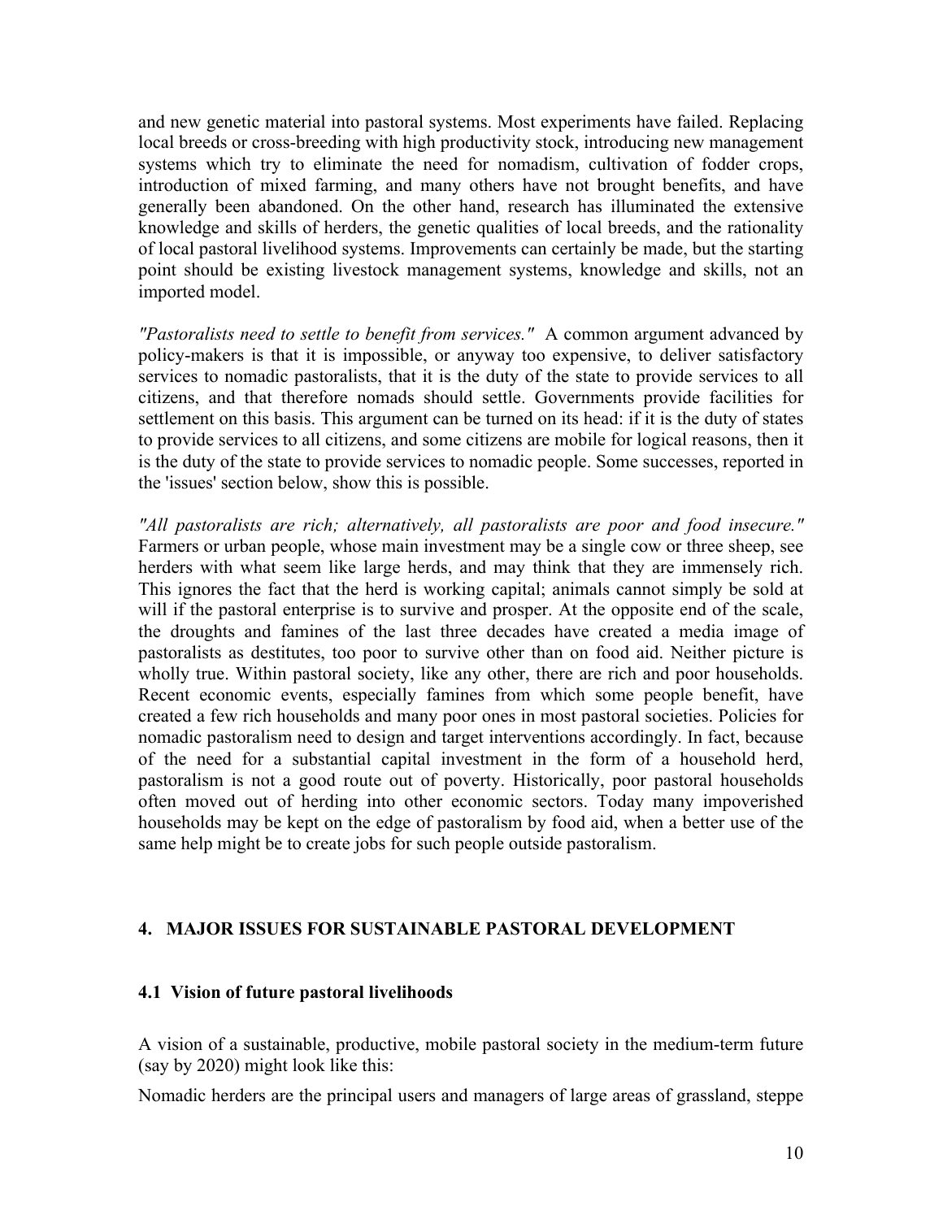and new genetic material into pastoral systems. Most experiments have failed. Replacing local breeds or cross-breeding with high productivity stock, introducing new management systems which try to eliminate the need for nomadism, cultivation of fodder crops, introduction of mixed farming, and many others have not brought benefits, and have generally been abandoned. On the other hand, research has illuminated the extensive knowledge and skills of herders, the genetic qualities of local breeds, and the rationality of local pastoral livelihood systems. Improvements can certainly be made, but the starting point should be existing livestock management systems, knowledge and skills, not an imported model.

*"Pastoralists need to settle to benefit from services."* A common argument advanced by policy-makers is that it is impossible, or anyway too expensive, to deliver satisfactory services to nomadic pastoralists, that it is the duty of the state to provide services to all citizens, and that therefore nomads should settle. Governments provide facilities for settlement on this basis. This argument can be turned on its head: if it is the duty of states to provide services to all citizens, and some citizens are mobile for logical reasons, then it is the duty of the state to provide services to nomadic people. Some successes, reported in the 'issues' section below, show this is possible.

*"All pastoralists are rich; alternatively, all pastoralists are poor and food insecure."* Farmers or urban people, whose main investment may be a single cow or three sheep, see herders with what seem like large herds, and may think that they are immensely rich. This ignores the fact that the herd is working capital; animals cannot simply be sold at will if the pastoral enterprise is to survive and prosper. At the opposite end of the scale, the droughts and famines of the last three decades have created a media image of pastoralists as destitutes, too poor to survive other than on food aid. Neither picture is wholly true. Within pastoral society, like any other, there are rich and poor households. Recent economic events, especially famines from which some people benefit, have created a few rich households and many poor ones in most pastoral societies. Policies for nomadic pastoralism need to design and target interventions accordingly. In fact, because of the need for a substantial capital investment in the form of a household herd, pastoralism is not a good route out of poverty. Historically, poor pastoral households often moved out of herding into other economic sectors. Today many impoverished households may be kept on the edge of pastoralism by food aid, when a better use of the same help might be to create jobs for such people outside pastoralism.

## 4. MAJOR ISSUES FOR SUSTAINABLE PASTORAL DEVELOPMENT

### 4.1 Vision of future pastoral livelihoods

A vision of a sustainable, productive, mobile pastoral society in the medium-term future (say by 2020) might look like this:

Nomadic herders are the principal users and managers of large areas of grassland, steppe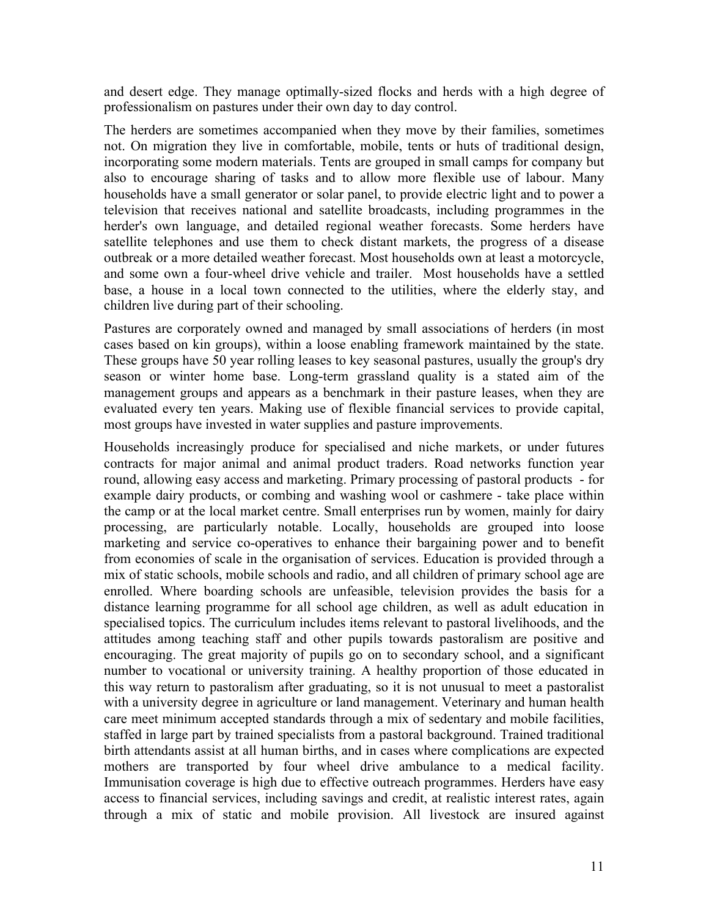and desert edge. They manage optimally-sized flocks and herds with a high degree of professionalism on pastures under their own day to day control.

The herders are sometimes accompanied when they move by their families, sometimes not. On migration they live in comfortable, mobile, tents or huts of traditional design, incorporating some modern materials. Tents are grouped in small camps for company but also to encourage sharing of tasks and to allow more flexible use of labour. Many households have a small generator or solar panel, to provide electric light and to power a television that receives national and satellite broadcasts, including programmes in the herder's own language, and detailed regional weather forecasts. Some herders have satellite telephones and use them to check distant markets, the progress of a disease outbreak or a more detailed weather forecast. Most households own at least a motorcycle, and some own a four-wheel drive vehicle and trailer. Most households have a settled base, a house in a local town connected to the utilities, where the elderly stay, and children live during part of their schooling.

Pastures are corporately owned and managed by small associations of herders (in most cases based on kin groups), within a loose enabling framework maintained by the state. These groups have 50 year rolling leases to key seasonal pastures, usually the group's dry season or winter home base. Long-term grassland quality is a stated aim of the management groups and appears as a benchmark in their pasture leases, when they are evaluated every ten years. Making use of flexible financial services to provide capital, most groups have invested in water supplies and pasture improvements.

Households increasingly produce for specialised and niche markets, or under futures contracts for major animal and animal product traders. Road networks function year round, allowing easy access and marketing. Primary processing of pastoral products - for example dairy products, or combing and washing wool or cashmere - take place within the camp or at the local market centre. Small enterprises run by women, mainly for dairy processing, are particularly notable. Locally, households are grouped into loose marketing and service co-operatives to enhance their bargaining power and to benefit from economies of scale in the organisation of services. Education is provided through a mix of static schools, mobile schools and radio, and all children of primary school age are enrolled. Where boarding schools are unfeasible, television provides the basis for a distance learning programme for all school age children, as well as adult education in specialised topics. The curriculum includes items relevant to pastoral livelihoods, and the attitudes among teaching staff and other pupils towards pastoralism are positive and encouraging. The great majority of pupils go on to secondary school, and a significant number to vocational or university training. A healthy proportion of those educated in this way return to pastoralism after graduating, so it is not unusual to meet a pastoralist with a university degree in agriculture or land management. Veterinary and human health care meet minimum accepted standards through a mix of sedentary and mobile facilities, staffed in large part by trained specialists from a pastoral background. Trained traditional birth attendants assist at all human births, and in cases where complications are expected mothers are transported by four wheel drive ambulance to a medical facility. Immunisation coverage is high due to effective outreach programmes. Herders have easy access to financial services, including savings and credit, at realistic interest rates, again through a mix of static and mobile provision. All livestock are insured against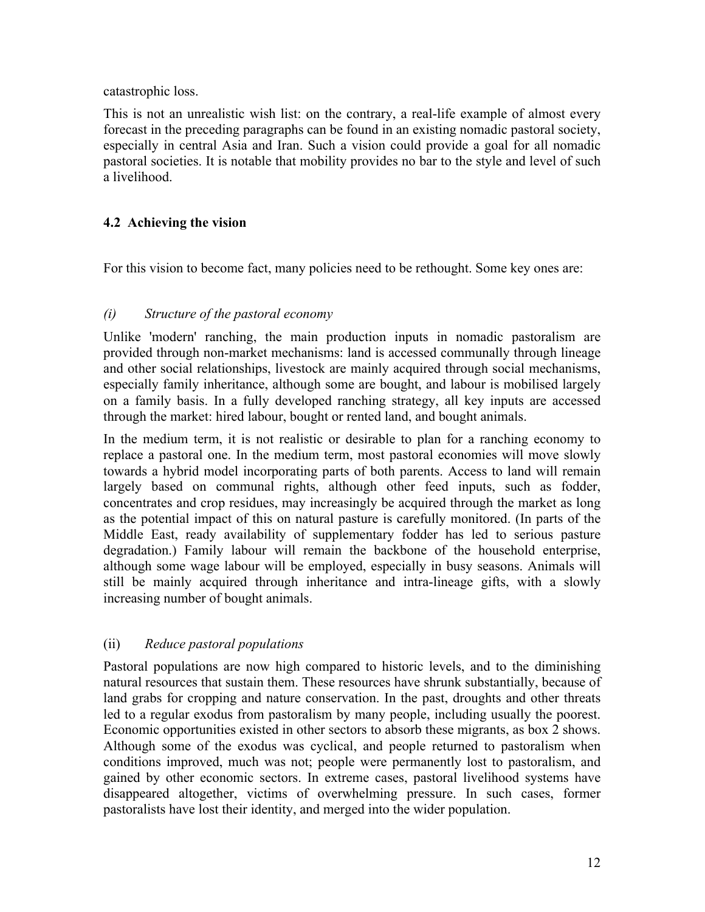catastrophic loss.

This is not an unrealistic wish list: on the contrary, a real-life example of almost every forecast in the preceding paragraphs can be found in an existing nomadic pastoral society, especially in central Asia and Iran. Such a vision could provide a goal for all nomadic pastoral societies. It is notable that mobility provides no bar to the style and level of such a livelihood.

### 4.2 Achieving the vision

For this vision to become fact, many policies need to be rethought. Some key ones are:

#### *(i) Structure of the pastoral economy*

Unlike 'modern' ranching, the main production inputs in nomadic pastoralism are provided through non-market mechanisms: land is accessed communally through lineage and other social relationships, livestock are mainly acquired through social mechanisms, especially family inheritance, although some are bought, and labour is mobilised largely on a family basis. In a fully developed ranching strategy, all key inputs are accessed through the market: hired labour, bought or rented land, and bought animals.

In the medium term, it is not realistic or desirable to plan for a ranching economy to replace a pastoral one. In the medium term, most pastoral economies will move slowly towards a hybrid model incorporating parts of both parents. Access to land will remain largely based on communal rights, although other feed inputs, such as fodder, concentrates and crop residues, may increasingly be acquired through the market as long as the potential impact of this on natural pasture is carefully monitored. (In parts of the Middle East, ready availability of supplementary fodder has led to serious pasture degradation.) Family labour will remain the backbone of the household enterprise, although some wage labour will be employed, especially in busy seasons. Animals will still be mainly acquired through inheritance and intra-lineage gifts, with a slowly increasing number of bought animals.

#### (ii) *Reduce pastoral populations*

Pastoral populations are now high compared to historic levels, and to the diminishing natural resources that sustain them. These resources have shrunk substantially, because of land grabs for cropping and nature conservation. In the past, droughts and other threats led to a regular exodus from pastoralism by many people, including usually the poorest. Economic opportunities existed in other sectors to absorb these migrants, as box 2 shows. Although some of the exodus was cyclical, and people returned to pastoralism when conditions improved, much was not; people were permanently lost to pastoralism, and gained by other economic sectors. In extreme cases, pastoral livelihood systems have disappeared altogether, victims of overwhelming pressure. In such cases, former pastoralists have lost their identity, and merged into the wider population.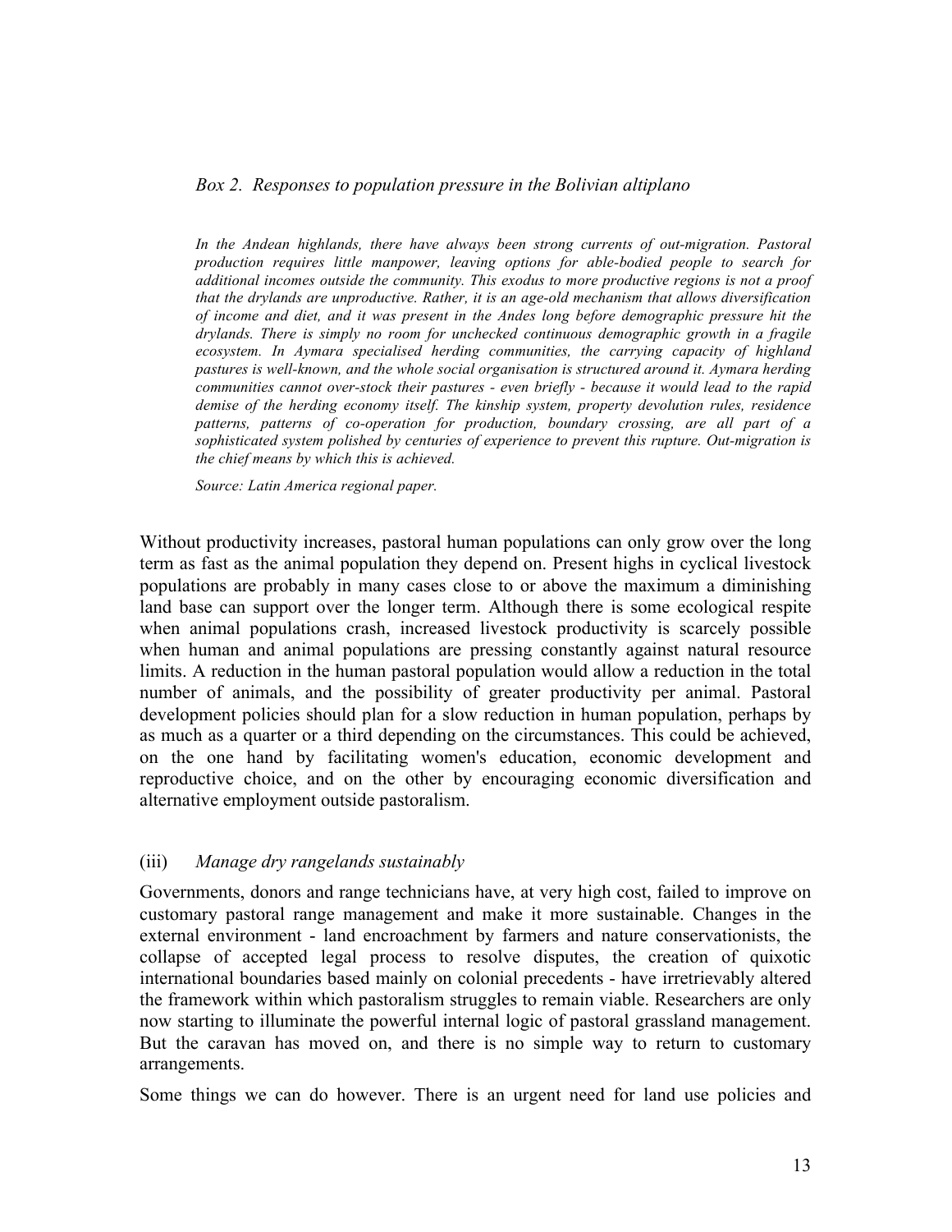*Box 2. Responses to population pressure in the Bolivian altiplano*

*In the Andean highlands, there have always been strong currents of out-migration. Pastoral production requires little manpower, leaving options for able-bodied people to search for additional incomes outside the community. This exodus to more productive regions is not a proof that the drylands are unproductive. Rather, it is an age-old mechanism that allows diversification of income and diet, and it was present in the Andes long before demographic pressure hit the drylands. There is simply no room for unchecked continuous demographic growth in a fragile ecosystem. In Aymara specialised herding communities, the carrying capacity of highland pastures is well-known, and the whole social organisation is structured around it. Aymara herding communities cannot over-stock their pastures - even briefly - because it would lead to the rapid demise of the herding economy itself. The kinship system, property devolution rules, residence patterns, patterns of co-operation for production, boundary crossing, are all part of a sophisticated system polished by centuries of experience to prevent this rupture. Out-migration is the chief means by which this is achieved.*

*Source: Latin America regional paper.*

Without productivity increases, pastoral human populations can only grow over the long term as fast as the animal population they depend on. Present highs in cyclical livestock populations are probably in many cases close to or above the maximum a diminishing land base can support over the longer term. Although there is some ecological respite when animal populations crash, increased livestock productivity is scarcely possible when human and animal populations are pressing constantly against natural resource limits. A reduction in the human pastoral population would allow a reduction in the total number of animals, and the possibility of greater productivity per animal. Pastoral development policies should plan for a slow reduction in human population, perhaps by as much as a quarter or a third depending on the circumstances. This could be achieved, on the one hand by facilitating women's education, economic development and reproductive choice, and on the other by encouraging economic diversification and alternative employment outside pastoralism.

### (iii) *Manage dry rangelands sustainably*

Governments, donors and range technicians have, at very high cost, failed to improve on customary pastoral range management and make it more sustainable. Changes in the external environment - land encroachment by farmers and nature conservationists, the collapse of accepted legal process to resolve disputes, the creation of quixotic international boundaries based mainly on colonial precedents - have irretrievably altered the framework within which pastoralism struggles to remain viable. Researchers are only now starting to illuminate the powerful internal logic of pastoral grassland management. But the caravan has moved on, and there is no simple way to return to customary arrangements.

Some things we can do however. There is an urgent need for land use policies and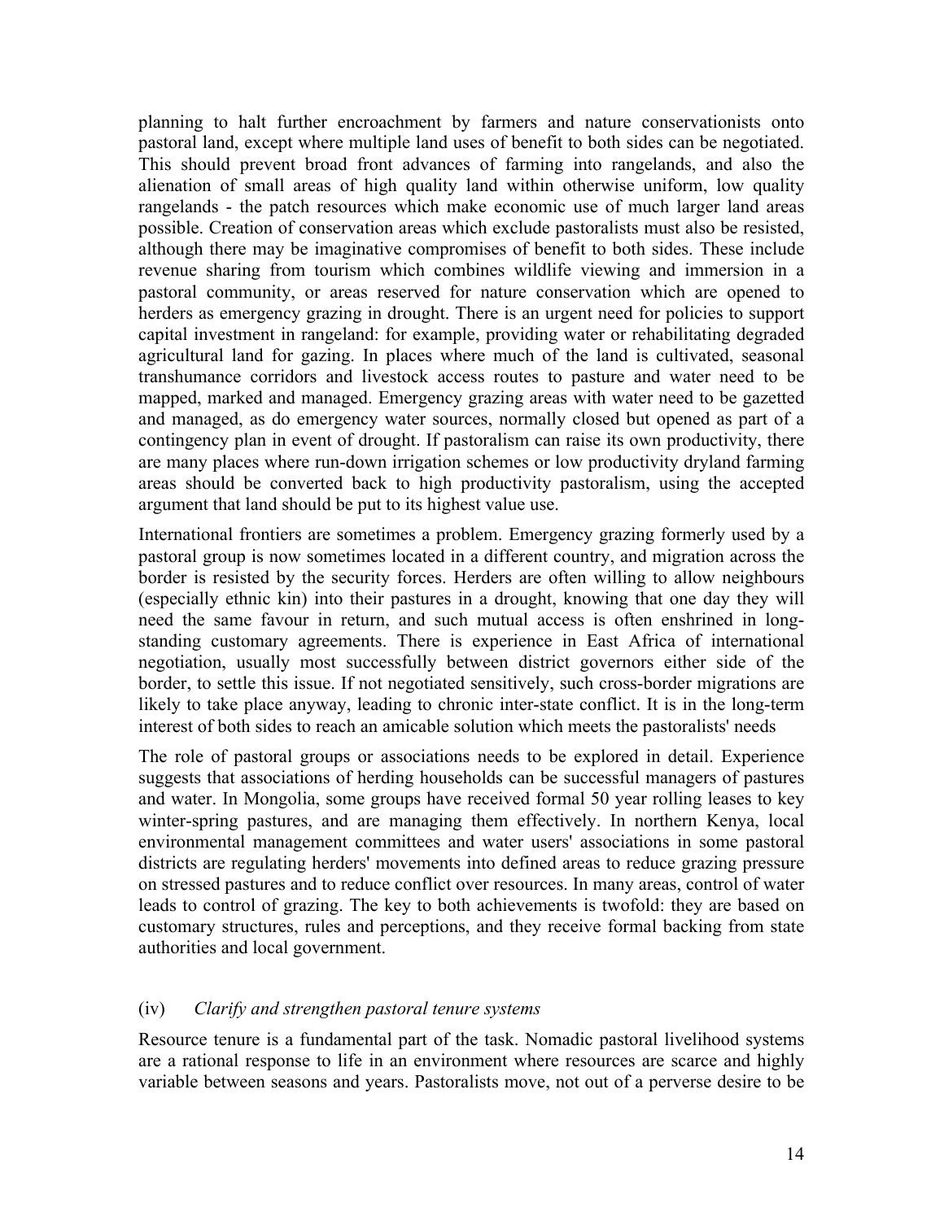planning to halt further encroachment by farmers and nature conservationists onto pastoral land, except where multiple land uses of benefit to both sides can be negotiated. This should prevent broad front advances of farming into rangelands, and also the alienation of small areas of high quality land within otherwise uniform, low quality rangelands - the patch resources which make economic use of much larger land areas possible. Creation of conservation areas which exclude pastoralists must also be resisted, although there may be imaginative compromises of benefit to both sides. These include revenue sharing from tourism which combines wildlife viewing and immersion in a pastoral community, or areas reserved for nature conservation which are opened to herders as emergency grazing in drought. There is an urgent need for policies to support capital investment in rangeland: for example, providing water or rehabilitating degraded agricultural land for gazing. In places where much of the land is cultivated, seasonal transhumance corridors and livestock access routes to pasture and water need to be mapped, marked and managed. Emergency grazing areas with water need to be gazetted and managed, as do emergency water sources, normally closed but opened as part of a contingency plan in event of drought. If pastoralism can raise its own productivity, there are many places where run-down irrigation schemes or low productivity dryland farming areas should be converted back to high productivity pastoralism, using the accepted argument that land should be put to its highest value use.

International frontiers are sometimes a problem. Emergency grazing formerly used by a pastoral group is now sometimes located in a different country, and migration across the border is resisted by the security forces. Herders are often willing to allow neighbours (especially ethnic kin) into their pastures in a drought, knowing that one day they will need the same favour in return, and such mutual access is often enshrined in long-standing customary agreements. There is experience in East Africa of international negotiation, usually most successfully between district governors either side of the border, to settle this issue. If not negotiated sensitively, such cross-border migrations are likely to take place anyway, leading to chronic inter-state conflict. It is in the long-term interest of both sides to reach an amicable solution which meets the pastoralists' needs

The role of pastoral groups or associations needs to be explored in detail. Experience suggests that associations of herding households can be successful managers of pastures and water. In Mongolia, some groups have received formal 50 year rolling leases to key winter-spring pastures, and are managing them effectively. In northern Kenya, local environmental management committees and water users' associations in some pastoral districts are regulating herders' movements into defined areas to reduce grazing pressure on stressed pastures and to reduce conflict over resources. In many areas, control of water leads to control of grazing. The key to both achievements is twofold: they are based on customary structures, rules and perceptions, and they receive formal backing from state authorities and local government.

### (iv) *Clarify and strengthen pastoral tenure systems*

Resource tenure is a fundamental part of the task. Nomadic pastoral livelihood systems are a rational response to life in an environment where resources are scarce and highly variable between seasons and years. Pastoralists move, not out of a perverse desire to be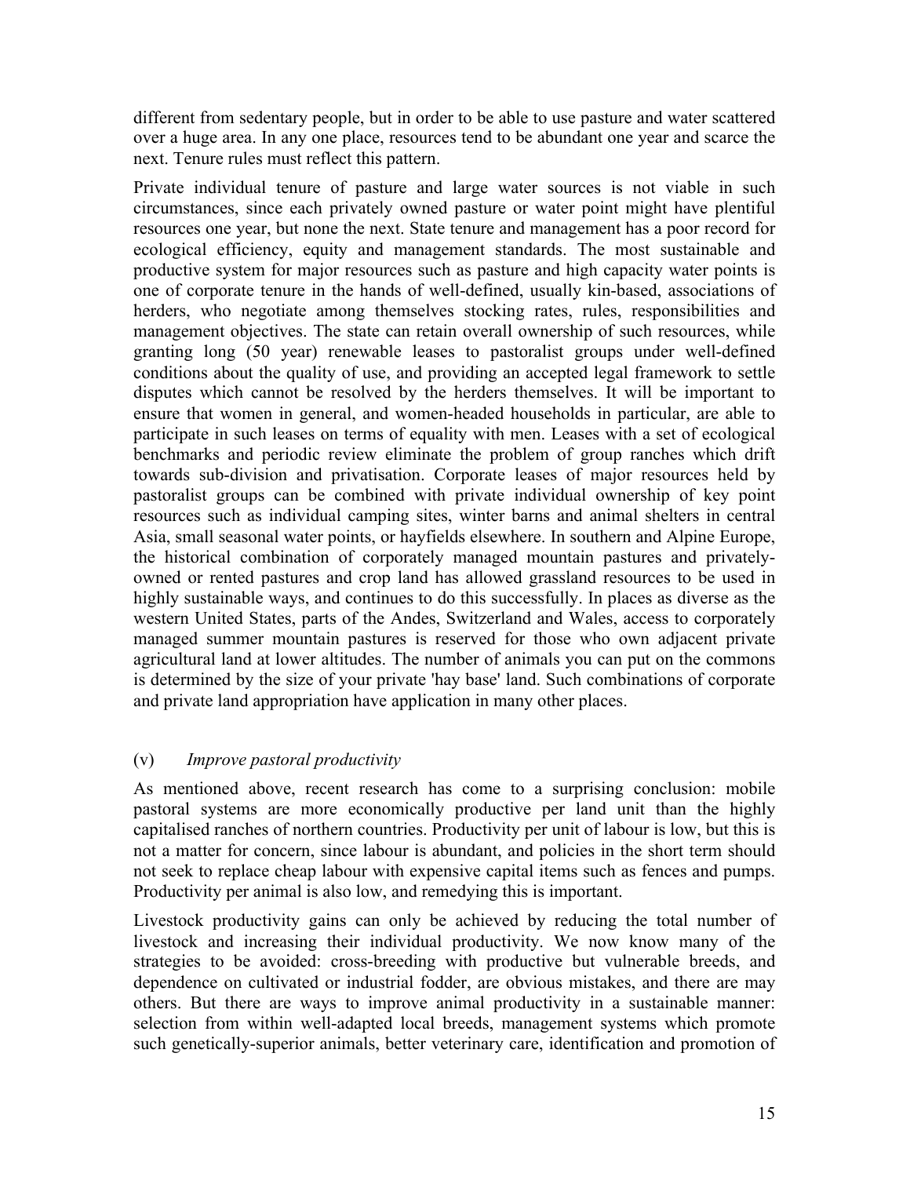different from sedentary people, but in order to be able to use pasture and water scattered over a huge area. In any one place, resources tend to be abundant one year and scarce the next. Tenure rules must reflect this pattern.

Private individual tenure of pasture and large water sources is not viable in such circumstances, since each privately owned pasture or water point might have plentiful resources one year, but none the next. State tenure and management has a poor record for ecological efficiency, equity and management standards. The most sustainable and productive system for major resources such as pasture and high capacity water points is one of corporate tenure in the hands of well-defined, usually kin-based, associations of herders, who negotiate among themselves stocking rates, rules, responsibilities and management objectives. The state can retain overall ownership of such resources, while granting long (50 year) renewable leases to pastoralist groups under well-defined conditions about the quality of use, and providing an accepted legal framework to settle disputes which cannot be resolved by the herders themselves. It will be important to ensure that women in general, and women-headed households in particular, are able to participate in such leases on terms of equality with men. Leases with a set of ecological benchmarks and periodic review eliminate the problem of group ranches which drift towards sub-division and privatisation. Corporate leases of major resources held by pastoralist groups can be combined with private individual ownership of key point resources such as individual camping sites, winter barns and animal shelters in central Asia, small seasonal water points, or hayfields elsewhere. In southern and Alpine Europe, the historical combination of corporately managed mountain pastures and privately-owned or rented pastures and crop land has allowed grassland resources to be used in highly sustainable ways, and continues to do this successfully. In places as diverse as the western United States, parts of the Andes, Switzerland and Wales, access to corporately managed summer mountain pastures is reserved for those who own adjacent private agricultural land at lower altitudes. The number of animals you can put on the commons is determined by the size of your private 'hay base' land. Such combinations of corporate and private land appropriation have application in many other places.

### (v) *Improve pastoral productivity*

As mentioned above, recent research has come to a surprising conclusion: mobile pastoral systems are more economically productive per land unit than the highly capitalised ranches of northern countries. Productivity per unit of labour is low, but this is not a matter for concern, since labour is abundant, and policies in the short term should not seek to replace cheap labour with expensive capital items such as fences and pumps. Productivity per animal is also low, and remedying this is important.

Livestock productivity gains can only be achieved by reducing the total number of livestock and increasing their individual productivity. We now know many of the strategies to be avoided: cross-breeding with productive but vulnerable breeds, and dependence on cultivated or industrial fodder, are obvious mistakes, and there are may others. But there are ways to improve animal productivity in a sustainable manner: selection from within well-adapted local breeds, management systems which promote such genetically-superior animals, better veterinary care, identification and promotion of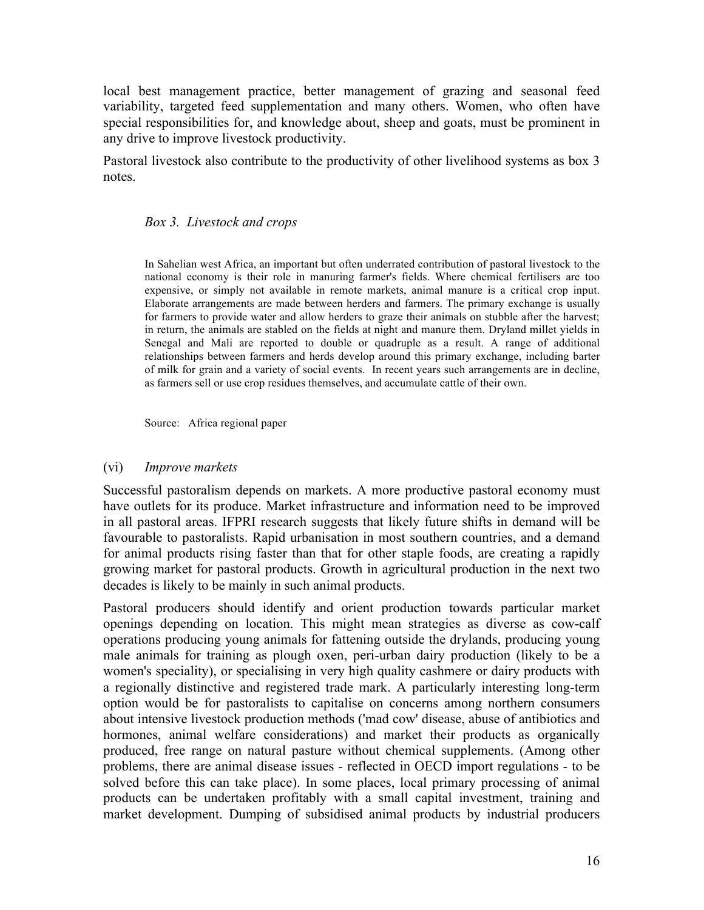local best management practice, better management of grazing and seasonal feed variability, targeted feed supplementation and many others. Women, who often have special responsibilities for, and knowledge about, sheep and goats, must be prominent in any drive to improve livestock productivity.

Pastoral livestock also contribute to the productivity of other livelihood systems as box 3 notes.

*Box 3. Livestock and crops*

> In Sahelian west Africa, an important but often underrated contribution of pastoral livestock to the national economy is their role in manuring farmer's fields. Where chemical fertilisers are too expensive, or simply not available in remote markets, animal manure is a critical crop input. Elaborate arrangements are made between herders and farmers. The primary exchange is usually for farmers to provide water and allow herders to graze their animals on stubble after the harvest; in return, the animals are stabled on the fields at night and manure them. Dryland millet yields in Senegal and Mali are reported to double or quadruple as a result. A range of additional relationships between farmers and herds develop around this primary exchange, including barter of milk for grain and a variety of social events. In recent years such arrangements are in decline, as farmers sell or use crop residues themselves, and accumulate cattle of their own.
>
> Source: Africa regional paper

(vi) *Improve markets*

Successful pastoralism depends on markets. A more productive pastoral economy must have outlets for its produce. Market infrastructure and information need to be improved in all pastoral areas. IFPRI research suggests that likely future shifts in demand will be favourable to pastoralists. Rapid urbanisation in most southern countries, and a demand for animal products rising faster than that for other staple foods, are creating a rapidly growing market for pastoral products. Growth in agricultural production in the next two decades is likely to be mainly in such animal products.

Pastoral producers should identify and orient production towards particular market openings depending on location. This might mean strategies as diverse as cow-calf operations producing young animals for fattening outside the drylands, producing young male animals for training as plough oxen, peri-urban dairy production (likely to be a women's speciality), or specialising in very high quality cashmere or dairy products with a regionally distinctive and registered trade mark. A particularly interesting long-term option would be for pastoralists to capitalise on concerns among northern consumers about intensive livestock production methods ('mad cow' disease, abuse of antibiotics and hormones, animal welfare considerations) and market their products as organically produced, free range on natural pasture without chemical supplements. (Among other problems, there are animal disease issues - reflected in OECD import regulations - to be solved before this can take place). In some places, local primary processing of animal products can be undertaken profitably with a small capital investment, training and market development. Dumping of subsidised animal products by industrial producers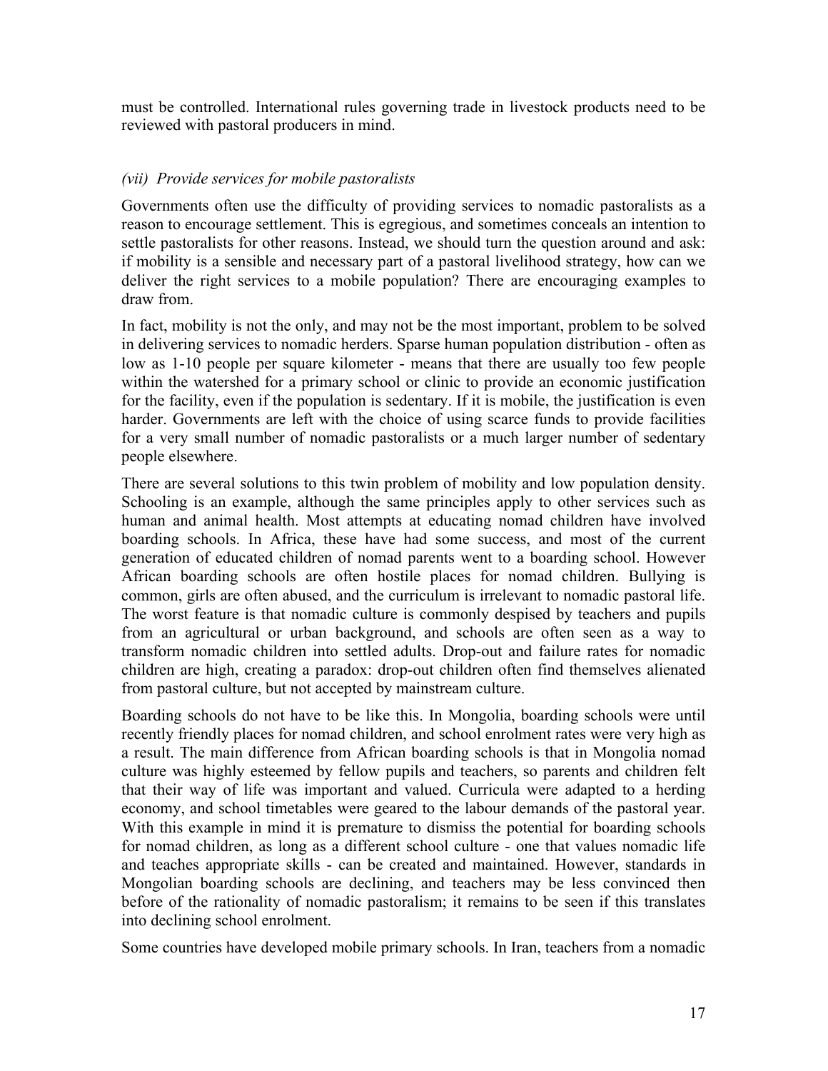must be controlled. International rules governing trade in livestock products need to be reviewed with pastoral producers in mind.

### *(vii) Provide services for mobile pastoralists*

Governments often use the difficulty of providing services to nomadic pastoralists as a reason to encourage settlement. This is egregious, and sometimes conceals an intention to settle pastoralists for other reasons. Instead, we should turn the question around and ask: if mobility is a sensible and necessary part of a pastoral livelihood strategy, how can we deliver the right services to a mobile population? There are encouraging examples to draw from.

In fact, mobility is not the only, and may not be the most important, problem to be solved in delivering services to nomadic herders. Sparse human population distribution - often as low as 1-10 people per square kilometer - means that there are usually too few people within the watershed for a primary school or clinic to provide an economic justification for the facility, even if the population is sedentary. If it is mobile, the justification is even harder. Governments are left with the choice of using scarce funds to provide facilities for a very small number of nomadic pastoralists or a much larger number of sedentary people elsewhere.

There are several solutions to this twin problem of mobility and low population density. Schooling is an example, although the same principles apply to other services such as human and animal health. Most attempts at educating nomad children have involved boarding schools. In Africa, these have had some success, and most of the current generation of educated children of nomad parents went to a boarding school. However African boarding schools are often hostile places for nomad children. Bullying is common, girls are often abused, and the curriculum is irrelevant to nomadic pastoral life. The worst feature is that nomadic culture is commonly despised by teachers and pupils from an agricultural or urban background, and schools are often seen as a way to transform nomadic children into settled adults. Drop-out and failure rates for nomadic children are high, creating a paradox: drop-out children often find themselves alienated from pastoral culture, but not accepted by mainstream culture.

Boarding schools do not have to be like this. In Mongolia, boarding schools were until recently friendly places for nomad children, and school enrolment rates were very high as a result. The main difference from African boarding schools is that in Mongolia nomad culture was highly esteemed by fellow pupils and teachers, so parents and children felt that their way of life was important and valued. Curricula were adapted to a herding economy, and school timetables were geared to the labour demands of the pastoral year. With this example in mind it is premature to dismiss the potential for boarding schools for nomad children, as long as a different school culture - one that values nomadic life and teaches appropriate skills - can be created and maintained. However, standards in Mongolian boarding schools are declining, and teachers may be less convinced then before of the rationality of nomadic pastoralism; it remains to be seen if this translates into declining school enrolment.

Some countries have developed mobile primary schools. In Iran, teachers from a nomadic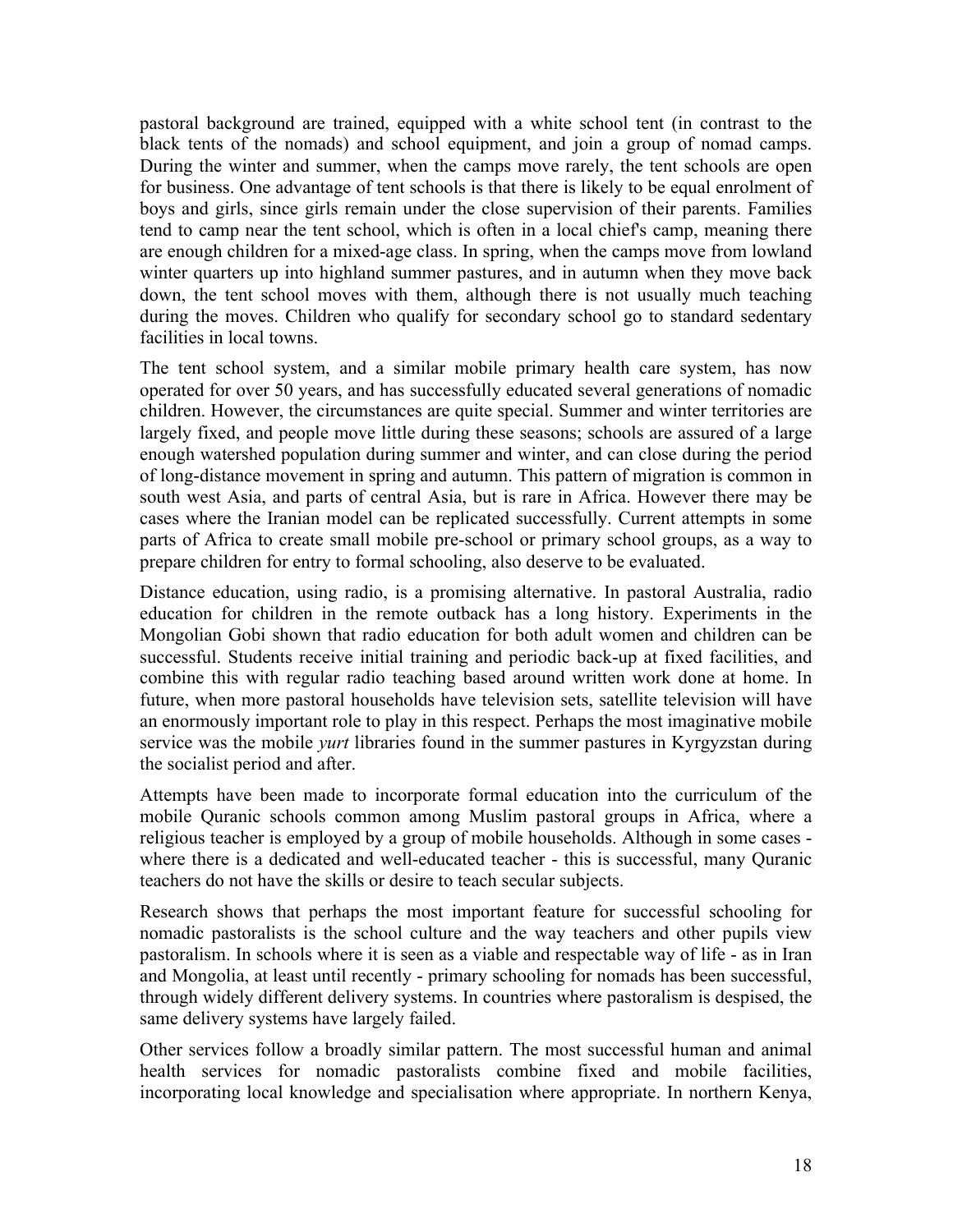pastoral background are trained, equipped with a white school tent (in contrast to the black tents of the nomads) and school equipment, and join a group of nomad camps. During the winter and summer, when the camps move rarely, the tent schools are open for business. One advantage of tent schools is that there is likely to be equal enrolment of boys and girls, since girls remain under the close supervision of their parents. Families tend to camp near the tent school, which is often in a local chief's camp, meaning there are enough children for a mixed-age class. In spring, when the camps move from lowland winter quarters up into highland summer pastures, and in autumn when they move back down, the tent school moves with them, although there is not usually much teaching during the moves. Children who qualify for secondary school go to standard sedentary facilities in local towns.

The tent school system, and a similar mobile primary health care system, has now operated for over 50 years, and has successfully educated several generations of nomadic children. However, the circumstances are quite special. Summer and winter territories are largely fixed, and people move little during these seasons; schools are assured of a large enough watershed population during summer and winter, and can close during the period of long-distance movement in spring and autumn. This pattern of migration is common in south west Asia, and parts of central Asia, but is rare in Africa. However there may be cases where the Iranian model can be replicated successfully. Current attempts in some parts of Africa to create small mobile pre-school or primary school groups, as a way to prepare children for entry to formal schooling, also deserve to be evaluated.

Distance education, using radio, is a promising alternative. In pastoral Australia, radio education for children in the remote outback has a long history. Experiments in the Mongolian Gobi shown that radio education for both adult women and children can be successful. Students receive initial training and periodic back-up at fixed facilities, and combine this with regular radio teaching based around written work done at home. In future, when more pastoral households have television sets, satellite television will have an enormously important role to play in this respect. Perhaps the most imaginative mobile service was the mobile *yurt* libraries found in the summer pastures in Kyrgyzstan during the socialist period and after.

Attempts have been made to incorporate formal education into the curriculum of the mobile Quranic schools common among Muslim pastoral groups in Africa, where a religious teacher is employed by a group of mobile households. Although in some cases - where there is a dedicated and well-educated teacher - this is successful, many Quranic teachers do not have the skills or desire to teach secular subjects.

Research shows that perhaps the most important feature for successful schooling for nomadic pastoralists is the school culture and the way teachers and other pupils view pastoralism. In schools where it is seen as a viable and respectable way of life - as in Iran and Mongolia, at least until recently - primary schooling for nomads has been successful, through widely different delivery systems. In countries where pastoralism is despised, the same delivery systems have largely failed.

Other services follow a broadly similar pattern. The most successful human and animal health services for nomadic pastoralists combine fixed and mobile facilities, incorporating local knowledge and specialisation where appropriate. In northern Kenya,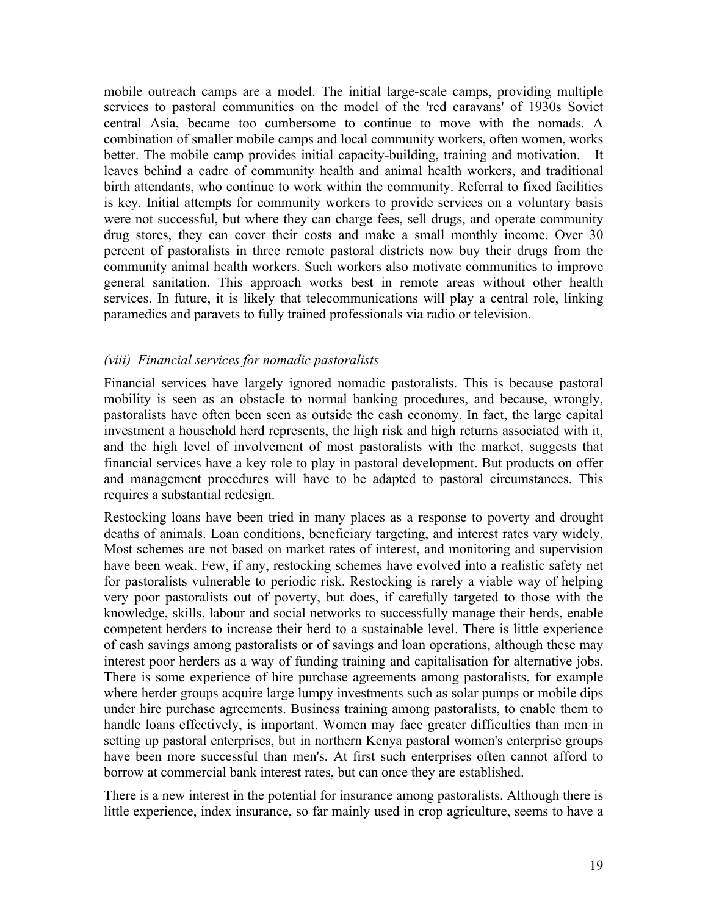mobile outreach camps are a model. The initial large-scale camps, providing multiple services to pastoral communities on the model of the 'red caravans' of 1930s Soviet central Asia, became too cumbersome to continue to move with the nomads. A combination of smaller mobile camps and local community workers, often women, works better. The mobile camp provides initial capacity-building, training and motivation. It leaves behind a cadre of community health and animal health workers, and traditional birth attendants, who continue to work within the community. Referral to fixed facilities is key. Initial attempts for community workers to provide services on a voluntary basis were not successful, but where they can charge fees, sell drugs, and operate community drug stores, they can cover their costs and make a small monthly income. Over 30 percent of pastoralists in three remote pastoral districts now buy their drugs from the community animal health workers. Such workers also motivate communities to improve general sanitation. This approach works best in remote areas without other health services. In future, it is likely that telecommunications will play a central role, linking paramedics and paravets to fully trained professionals via radio or television.

### *(viii) Financial services for nomadic pastoralists*

Financial services have largely ignored nomadic pastoralists. This is because pastoral mobility is seen as an obstacle to normal banking procedures, and because, wrongly, pastoralists have often been seen as outside the cash economy. In fact, the large capital investment a household herd represents, the high risk and high returns associated with it, and the high level of involvement of most pastoralists with the market, suggests that financial services have a key role to play in pastoral development. But products on offer and management procedures will have to be adapted to pastoral circumstances. This requires a substantial redesign.

Restocking loans have been tried in many places as a response to poverty and drought deaths of animals. Loan conditions, beneficiary targeting, and interest rates vary widely. Most schemes are not based on market rates of interest, and monitoring and supervision have been weak. Few, if any, restocking schemes have evolved into a realistic safety net for pastoralists vulnerable to periodic risk. Restocking is rarely a viable way of helping very poor pastoralists out of poverty, but does, if carefully targeted to those with the knowledge, skills, labour and social networks to successfully manage their herds, enable competent herders to increase their herd to a sustainable level. There is little experience of cash savings among pastoralists or of savings and loan operations, although these may interest poor herders as a way of funding training and capitalisation for alternative jobs. There is some experience of hire purchase agreements among pastoralists, for example where herder groups acquire large lumpy investments such as solar pumps or mobile dips under hire purchase agreements. Business training among pastoralists, to enable them to handle loans effectively, is important. Women may face greater difficulties than men in setting up pastoral enterprises, but in northern Kenya pastoral women's enterprise groups have been more successful than men's. At first such enterprises often cannot afford to borrow at commercial bank interest rates, but can once they are established.

There is a new interest in the potential for insurance among pastoralists. Although there is little experience, index insurance, so far mainly used in crop agriculture, seems to have a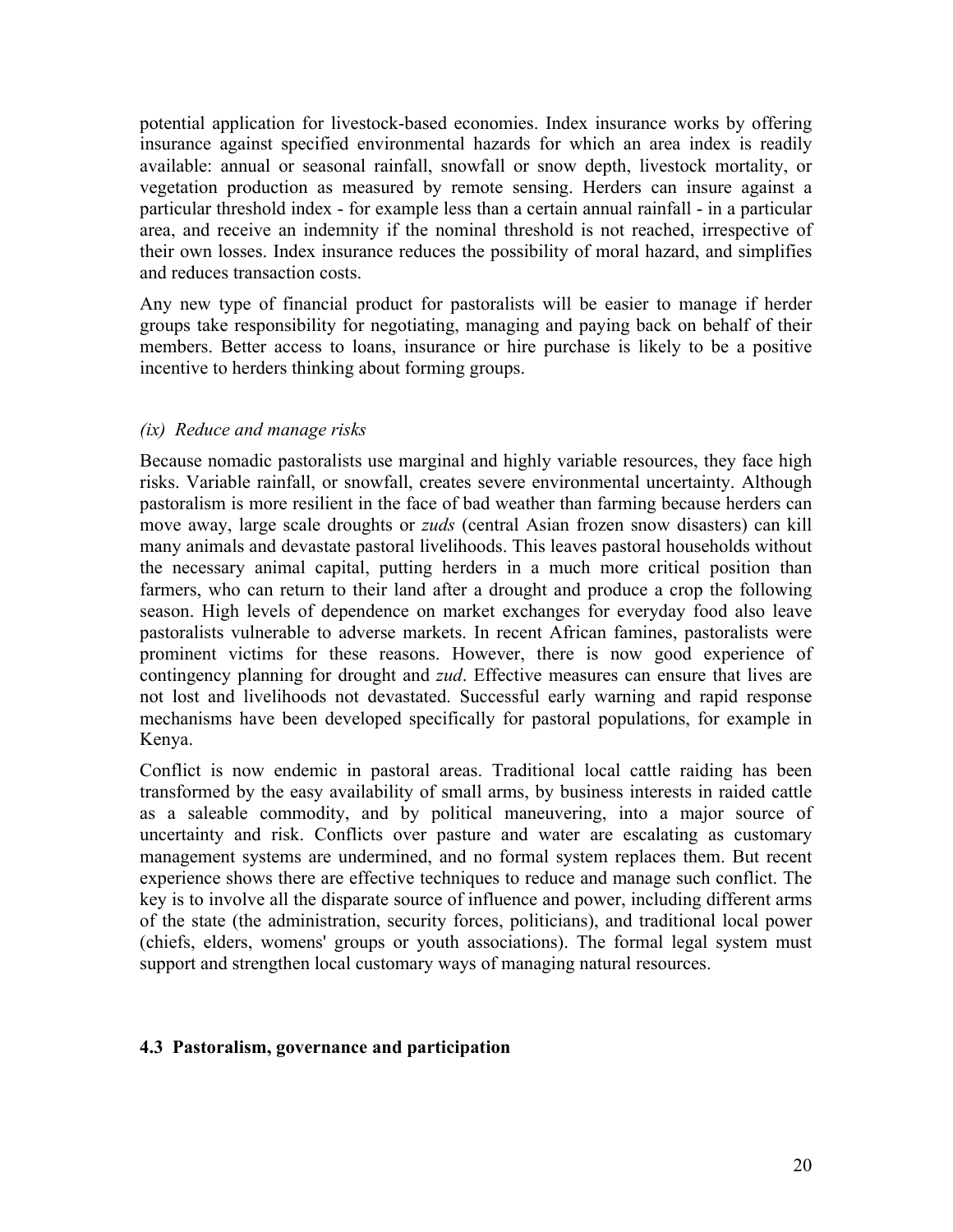potential application for livestock-based economies. Index insurance works by offering insurance against specified environmental hazards for which an area index is readily available: annual or seasonal rainfall, snowfall or snow depth, livestock mortality, or vegetation production as measured by remote sensing. Herders can insure against a particular threshold index - for example less than a certain annual rainfall - in a particular area, and receive an indemnity if the nominal threshold is not reached, irrespective of their own losses. Index insurance reduces the possibility of moral hazard, and simplifies and reduces transaction costs.

Any new type of financial product for pastoralists will be easier to manage if herder groups take responsibility for negotiating, managing and paying back on behalf of their members. Better access to loans, insurance or hire purchase is likely to be a positive incentive to herders thinking about forming groups.

*(ix) Reduce and manage risks*

Because nomadic pastoralists use marginal and highly variable resources, they face high risks. Variable rainfall, or snowfall, creates severe environmental uncertainty. Although pastoralism is more resilient in the face of bad weather than farming because herders can move away, large scale droughts or *zuds* (central Asian frozen snow disasters) can kill many animals and devastate pastoral livelihoods. This leaves pastoral households without the necessary animal capital, putting herders in a much more critical position than farmers, who can return to their land after a drought and produce a crop the following season. High levels of dependence on market exchanges for everyday food also leave pastoralists vulnerable to adverse markets. In recent African famines, pastoralists were prominent victims for these reasons. However, there is now good experience of contingency planning for drought and *zud*. Effective measures can ensure that lives are not lost and livelihoods not devastated. Successful early warning and rapid response mechanisms have been developed specifically for pastoral populations, for example in Kenya.

Conflict is now endemic in pastoral areas. Traditional local cattle raiding has been transformed by the easy availability of small arms, by business interests in raided cattle as a saleable commodity, and by political maneuvering, into a major source of uncertainty and risk. Conflicts over pasture and water are escalating as customary management systems are undermined, and no formal system replaces them. But recent experience shows there are effective techniques to reduce and manage such conflict. The key is to involve all the disparate source of influence and power, including different arms of the state (the administration, security forces, politicians), and traditional local power (chiefs, elders, womens' groups or youth associations). The formal legal system must support and strengthen local customary ways of managing natural resources.

### 4.3 Pastoralism, governance and participation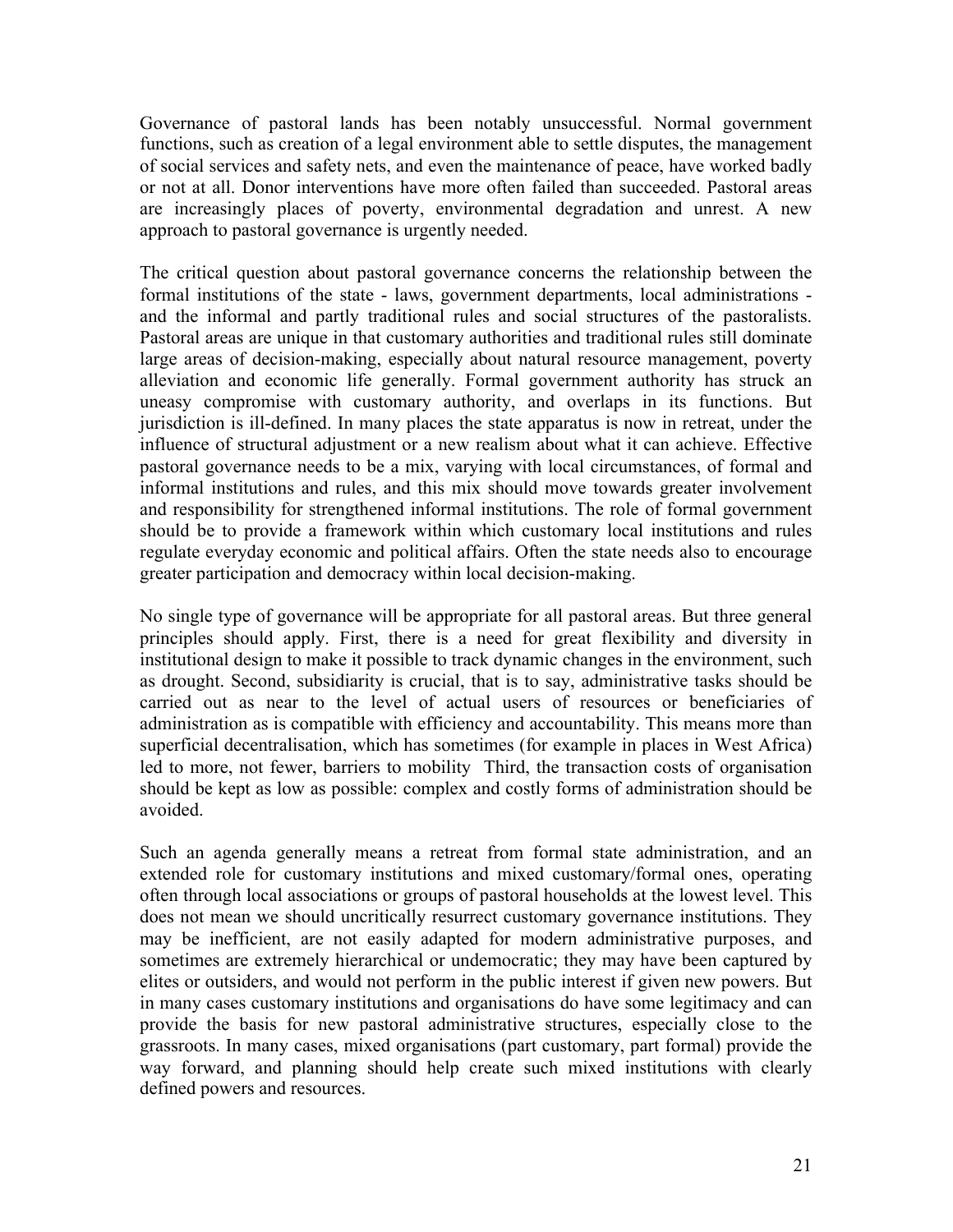Governance of pastoral lands has been notably unsuccessful. Normal government functions, such as creation of a legal environment able to settle disputes, the management of social services and safety nets, and even the maintenance of peace, have worked badly or not at all. Donor interventions have more often failed than succeeded. Pastoral areas are increasingly places of poverty, environmental degradation and unrest. A new approach to pastoral governance is urgently needed.

The critical question about pastoral governance concerns the relationship between the formal institutions of the state - laws, government departments, local administrations - and the informal and partly traditional rules and social structures of the pastoralists. Pastoral areas are unique in that customary authorities and traditional rules still dominate large areas of decision-making, especially about natural resource management, poverty alleviation and economic life generally. Formal government authority has struck an uneasy compromise with customary authority, and overlaps in its functions. But jurisdiction is ill-defined. In many places the state apparatus is now in retreat, under the influence of structural adjustment or a new realism about what it can achieve. Effective pastoral governance needs to be a mix, varying with local circumstances, of formal and informal institutions and rules, and this mix should move towards greater involvement and responsibility for strengthened informal institutions. The role of formal government should be to provide a framework within which customary local institutions and rules regulate everyday economic and political affairs. Often the state needs also to encourage greater participation and democracy within local decision-making.

No single type of governance will be appropriate for all pastoral areas. But three general principles should apply. First, there is a need for great flexibility and diversity in institutional design to make it possible to track dynamic changes in the environment, such as drought. Second, subsidiarity is crucial, that is to say, administrative tasks should be carried out as near to the level of actual users of resources or beneficiaries of administration as is compatible with efficiency and accountability. This means more than superficial decentralisation, which has sometimes (for example in places in West Africa) led to more, not fewer, barriers to mobility  Third, the transaction costs of organisation should be kept as low as possible: complex and costly forms of administration should be avoided.

Such an agenda generally means a retreat from formal state administration, and an extended role for customary institutions and mixed customary/formal ones, operating often through local associations or groups of pastoral households at the lowest level. This does not mean we should uncritically resurrect customary governance institutions. They may be inefficient, are not easily adapted for modern administrative purposes, and sometimes are extremely hierarchical or undemocratic; they may have been captured by elites or outsiders, and would not perform in the public interest if given new powers. But in many cases customary institutions and organisations do have some legitimacy and can provide the basis for new pastoral administrative structures, especially close to the grassroots. In many cases, mixed organisations (part customary, part formal) provide the way forward, and planning should help create such mixed institutions with clearly defined powers and resources.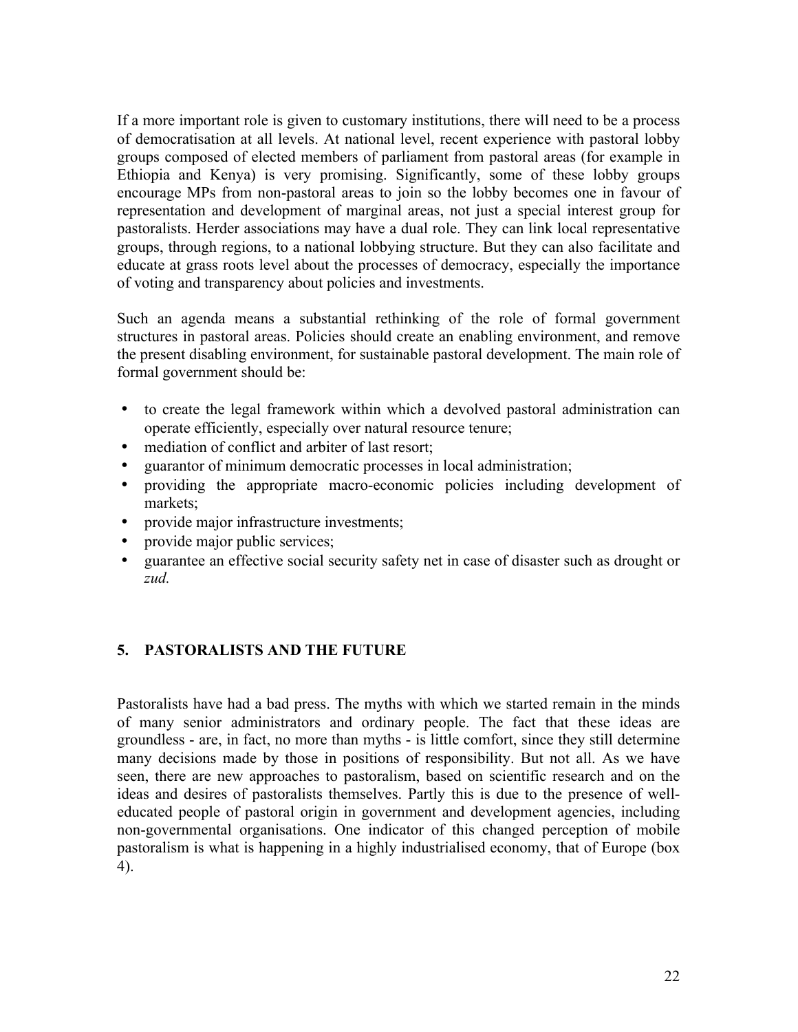If a more important role is given to customary institutions, there will need to be a process of democratisation at all levels. At national level, recent experience with pastoral lobby groups composed of elected members of parliament from pastoral areas (for example in Ethiopia and Kenya) is very promising. Significantly, some of these lobby groups encourage MPs from non-pastoral areas to join so the lobby becomes one in favour of representation and development of marginal areas, not just a special interest group for pastoralists. Herder associations may have a dual role. They can link local representative groups, through regions, to a national lobbying structure. But they can also facilitate and educate at grass roots level about the processes of democracy, especially the importance of voting and transparency about policies and investments.

Such an agenda means a substantial rethinking of the role of formal government structures in pastoral areas. Policies should create an enabling environment, and remove the present disabling environment, for sustainable pastoral development. The main role of formal government should be:

- to create the legal framework within which a devolved pastoral administration can operate efficiently, especially over natural resource tenure;
- mediation of conflict and arbiter of last resort;
- guarantor of minimum democratic processes in local administration;
- providing the appropriate macro-economic policies including development of markets;
- provide major infrastructure investments;
- provide major public services;
- guarantee an effective social security safety net in case of disaster such as drought or *zud.*

## 5. PASTORALISTS AND THE FUTURE

Pastoralists have had a bad press. The myths with which we started remain in the minds of many senior administrators and ordinary people. The fact that these ideas are groundless - are, in fact, no more than myths - is little comfort, since they still determine many decisions made by those in positions of responsibility. But not all. As we have seen, there are new approaches to pastoralism, based on scientific research and on the ideas and desires of pastoralists themselves. Partly this is due to the presence of well-educated people of pastoral origin in government and development agencies, including non-governmental organisations. One indicator of this changed perception of mobile pastoralism is what is happening in a highly industrialised economy, that of Europe (box 4).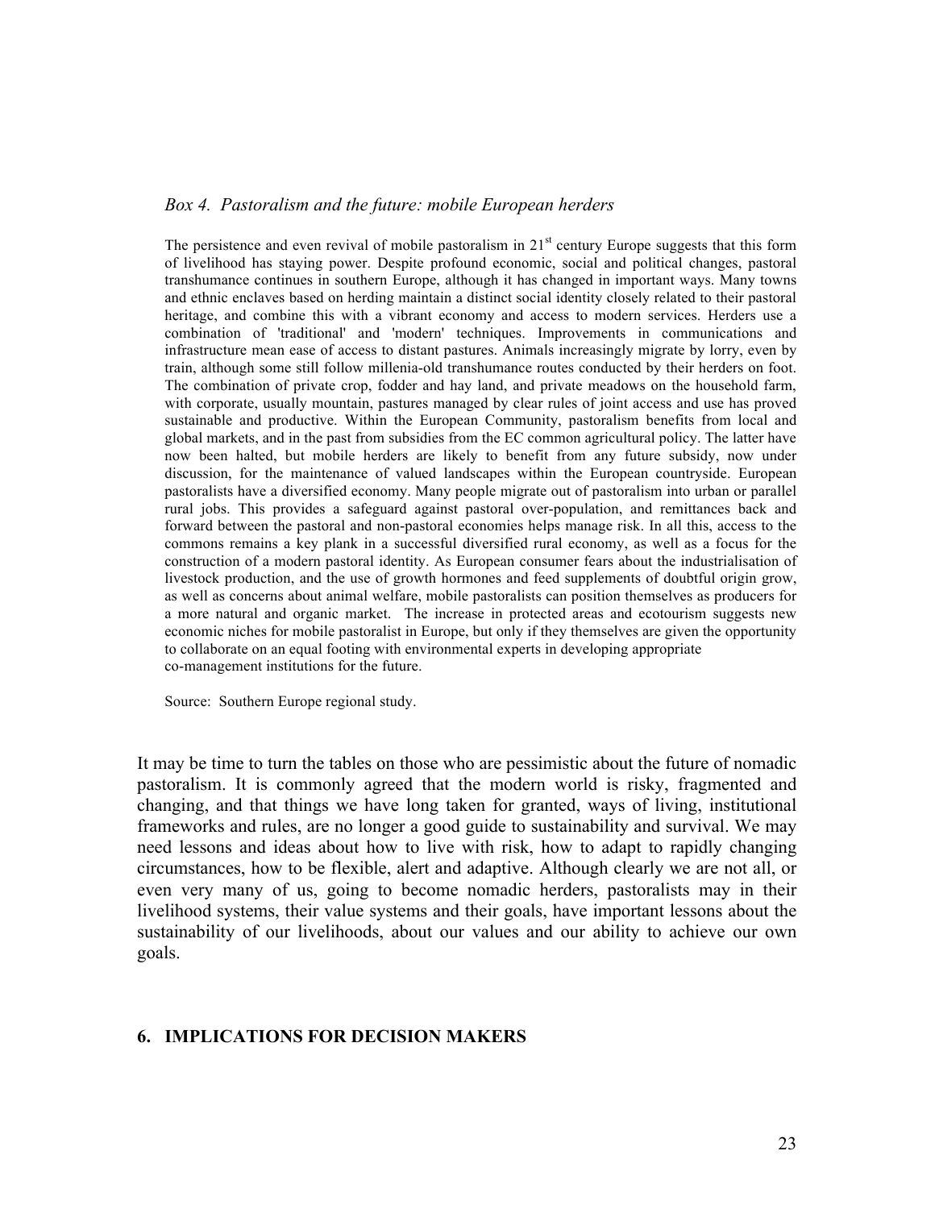*Box 4. Pastoralism and the future: mobile European herders*

The persistence and even revival of mobile pastoralism in 21st century Europe suggests that this form of livelihood has staying power. Despite profound economic, social and political changes, pastoral transhumance continues in southern Europe, although it has changed in important ways. Many towns and ethnic enclaves based on herding maintain a distinct social identity closely related to their pastoral heritage, and combine this with a vibrant economy and access to modern services. Herders use a combination of 'traditional' and 'modern' techniques. Improvements in communications and infrastructure mean ease of access to distant pastures. Animals increasingly migrate by lorry, even by train, although some still follow millenia-old transhumance routes conducted by their herders on foot. The combination of private crop, fodder and hay land, and private meadows on the household farm, with corporate, usually mountain, pastures managed by clear rules of joint access and use has proved sustainable and productive. Within the European Community, pastoralism benefits from local and global markets, and in the past from subsidies from the EC common agricultural policy. The latter have now been halted, but mobile herders are likely to benefit from any future subsidy, now under discussion, for the maintenance of valued landscapes within the European countryside. European pastoralists have a diversified economy. Many people migrate out of pastoralism into urban or parallel rural jobs. This provides a safeguard against pastoral over-population, and remittances back and forward between the pastoral and non-pastoral economies helps manage risk. In all this, access to the commons remains a key plank in a successful diversified rural economy, as well as a focus for the construction of a modern pastoral identity. As European consumer fears about the industrialisation of livestock production, and the use of growth hormones and feed supplements of doubtful origin grow, as well as concerns about animal welfare, mobile pastoralists can position themselves as producers for a more natural and organic market. The increase in protected areas and ecotourism suggests new economic niches for mobile pastoralist in Europe, but only if they themselves are given the opportunity to collaborate on an equal footing with environmental experts in developing appropriate co-management institutions for the future.

Source: Southern Europe regional study.

It may be time to turn the tables on those who are pessimistic about the future of nomadic pastoralism. It is commonly agreed that the modern world is risky, fragmented and changing, and that things we have long taken for granted, ways of living, institutional frameworks and rules, are no longer a good guide to sustainability and survival. We may need lessons and ideas about how to live with risk, how to adapt to rapidly changing circumstances, how to be flexible, alert and adaptive. Although clearly we are not all, or even very many of us, going to become nomadic herders, pastoralists may in their livelihood systems, their value systems and their goals, have important lessons about the sustainability of our livelihoods, about our values and our ability to achieve our own goals.

## 6. IMPLICATIONS FOR DECISION MAKERS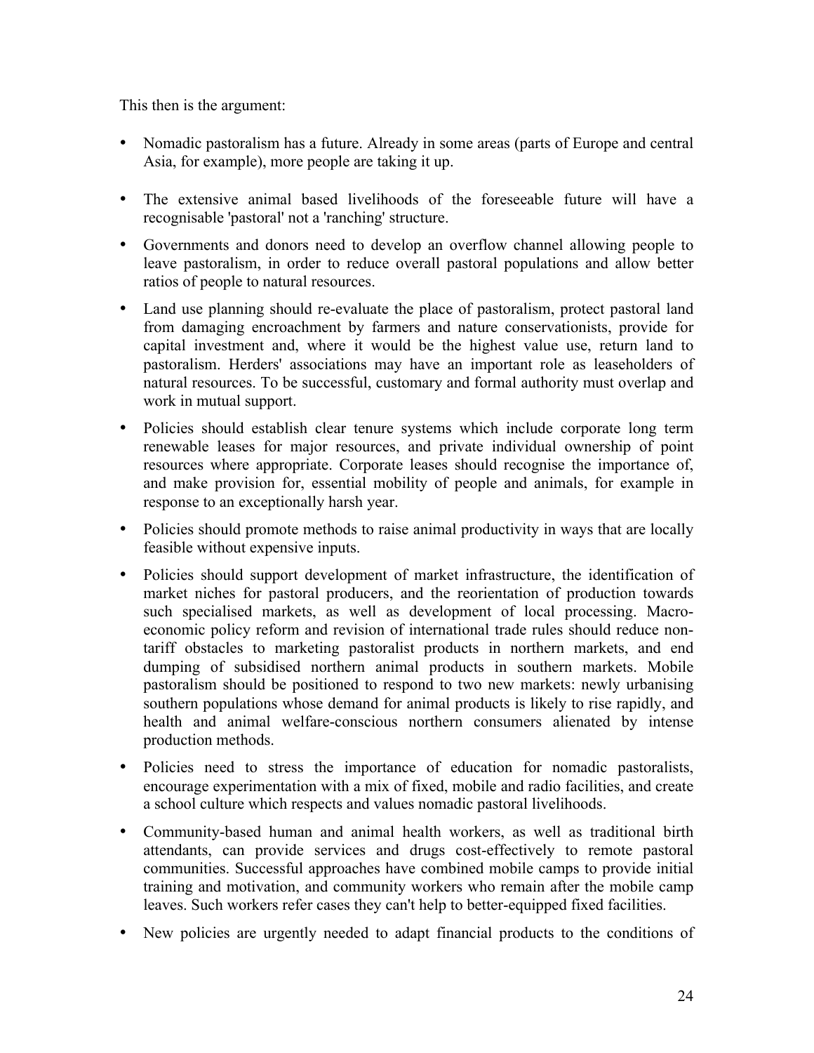This then is the argument:

- Nomadic pastoralism has a future. Already in some areas (parts of Europe and central Asia, for example), more people are taking it up.
- The extensive animal based livelihoods of the foreseeable future will have a recognisable 'pastoral' not a 'ranching' structure.
- Governments and donors need to develop an overflow channel allowing people to leave pastoralism, in order to reduce overall pastoral populations and allow better ratios of people to natural resources.
- Land use planning should re-evaluate the place of pastoralism, protect pastoral land from damaging encroachment by farmers and nature conservationists, provide for capital investment and, where it would be the highest value use, return land to pastoralism. Herders' associations may have an important role as leaseholders of natural resources. To be successful, customary and formal authority must overlap and work in mutual support.
- Policies should establish clear tenure systems which include corporate long term renewable leases for major resources, and private individual ownership of point resources where appropriate. Corporate leases should recognise the importance of, and make provision for, essential mobility of people and animals, for example in response to an exceptionally harsh year.
- Policies should promote methods to raise animal productivity in ways that are locally feasible without expensive inputs.
- Policies should support development of market infrastructure, the identification of market niches for pastoral producers, and the reorientation of production towards such specialised markets, as well as development of local processing. Macro-economic policy reform and revision of international trade rules should reduce non-tariff obstacles to marketing pastoralist products in northern markets, and end dumping of subsidised northern animal products in southern markets. Mobile pastoralism should be positioned to respond to two new markets: newly urbanising southern populations whose demand for animal products is likely to rise rapidly, and health and animal welfare-conscious northern consumers alienated by intense production methods.
- Policies need to stress the importance of education for nomadic pastoralists, encourage experimentation with a mix of fixed, mobile and radio facilities, and create a school culture which respects and values nomadic pastoral livelihoods.
- Community-based human and animal health workers, as well as traditional birth attendants, can provide services and drugs cost-effectively to remote pastoral communities. Successful approaches have combined mobile camps to provide initial training and motivation, and community workers who remain after the mobile camp leaves. Such workers refer cases they can't help to better-equipped fixed facilities.
- New policies are urgently needed to adapt financial products to the conditions of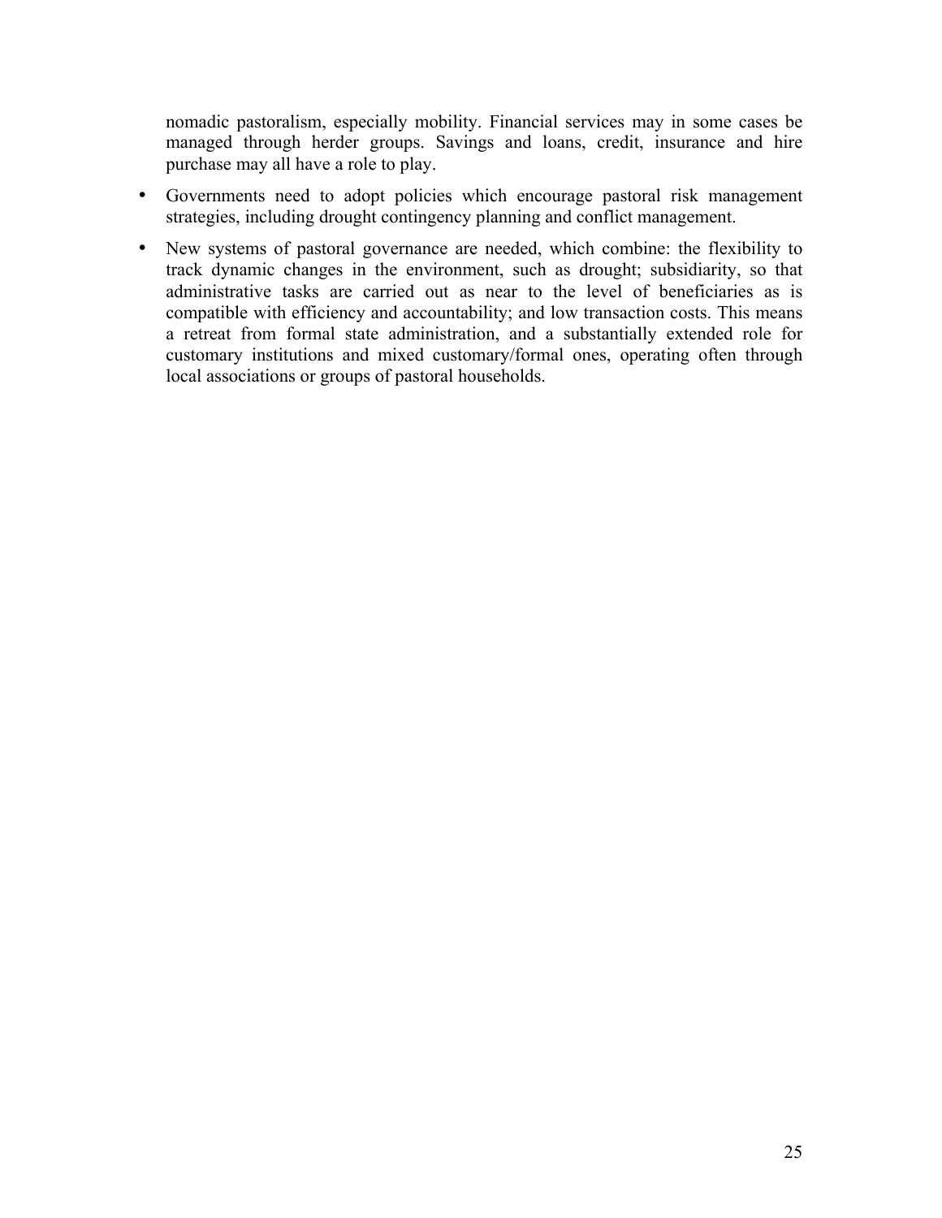nomadic pastoralism, especially mobility. Financial services may in some cases be managed through herder groups. Savings and loans, credit, insurance and hire purchase may all have a role to play.

- Governments need to adopt policies which encourage pastoral risk management strategies, including drought contingency planning and conflict management.
- New systems of pastoral governance are needed, which combine: the flexibility to track dynamic changes in the environment, such as drought; subsidiarity, so that administrative tasks are carried out as near to the level of beneficiaries as is compatible with efficiency and accountability; and low transaction costs. This means a retreat from formal state administration, and a substantially extended role for customary institutions and mixed customary/formal ones, operating often through local associations or groups of pastoral households.